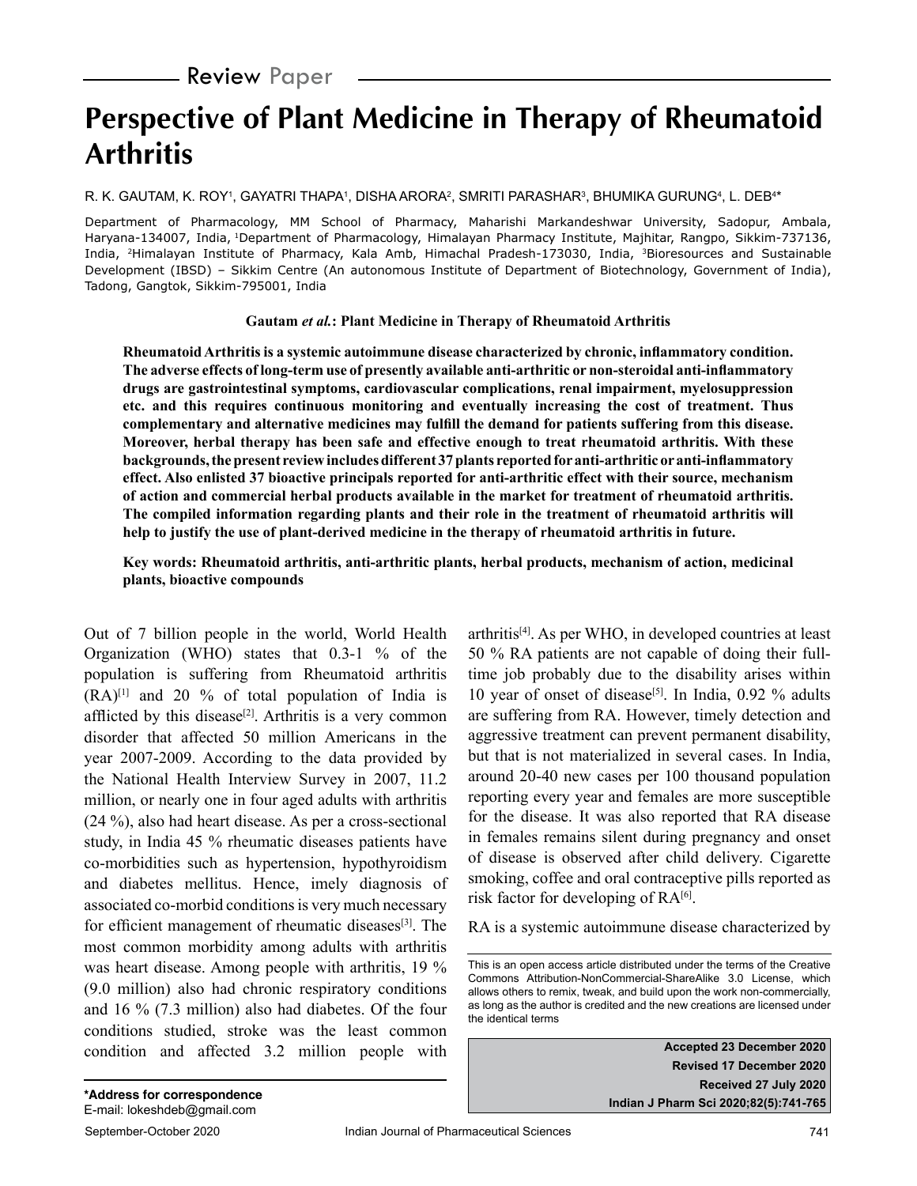Review Paper

# Perspective of Plant Medicine in Therapy of Rheumatoid Arthritis

R. K. GAUTAM, K. ROY[1], GAYATRI THAPA[1], DISHA ARORA[2], SMRITI PARASHAR[3], BHUMIKA GURUNG[4], L. DEB[4]*

Department of Pharmacology, MM School of Pharmacy, Maharishi Markandeshwar University, Sadopur, Ambala, Haryana-134007, India, [1]Department of Pharmacology, Himalayan Pharmacy Institute, Majhitar, Rangpo, Sikkim-737136, India, [2]Himalayan Institute of Pharmacy, Kala Amb, Himachal Pradesh-173030, India, [3]Bioresources and Sustainable Development (IBSD) – Sikkim Centre (An autonomous Institute of Department of Biotechnology, Government of India), Tadong, Gangtok, Sikkim-795001, India

**Gautam *et al.*: Plant Medicine in Therapy of Rheumatoid Arthritis**

**Rheumatoid Arthritis is a systemic autoimmune disease characterized by chronic, inflammatory condition. The adverse effects of long-term use of presently available anti-arthritic or non-steroidal anti-inflammatory drugs are gastrointestinal symptoms, cardiovascular complications, renal impairment, myelosuppression etc. and this requires continuous monitoring and eventually increasing the cost of treatment. Thus complementary and alternative medicines may fulfill the demand for patients suffering from this disease. Moreover, herbal therapy has been safe and effective enough to treat rheumatoid arthritis. With these backgrounds, the present review includes different 37 plants reported for anti-arthritic or anti-inflammatory effect. Also enlisted 37 bioactive principals reported for anti-arthritic effect with their source, mechanism of action and commercial herbal products available in the market for treatment of rheumatoid arthritis. The compiled information regarding plants and their role in the treatment of rheumatoid arthritis will help to justify the use of plant-derived medicine in the therapy of rheumatoid arthritis in future.**

**Key words: Rheumatoid arthritis, anti-arthritic plants, herbal products, mechanism of action, medicinal plants, bioactive compounds**

Out of 7 billion people in the world, World Health Organization (WHO) states that 0.3-1 % of the population is suffering from Rheumatoid arthritis (RA)[1] and 20 % of total population of India is afflicted by this disease[2]. Arthritis is a very common disorder that affected 50 million Americans in the year 2007-2009. According to the data provided by the National Health Interview Survey in 2007, 11.2 million, or nearly one in four aged adults with arthritis (24 %), also had heart disease. As per a cross-sectional study, in India 45 % rheumatic diseases patients have co-morbidities such as hypertension, hypothyroidism and diabetes mellitus. Hence, imely diagnosis of associated co-morbid conditions is very much necessary for efficient management of rheumatic diseases[3]. The most common morbidity among adults with arthritis was heart disease. Among people with arthritis, 19 % (9.0 million) also had chronic respiratory conditions and 16 % (7.3 million) also had diabetes. Of the four conditions studied, stroke was the least common condition and affected 3.2 million people with arthritis[4]. As per WHO, in developed countries at least 50 % RA patients are not capable of doing their full-time job probably due to the disability arises within 10 year of onset of disease[5]. In India, 0.92 % adults are suffering from RA. However, timely detection and aggressive treatment can prevent permanent disability, but that is not materialized in several cases. In India, around 20-40 new cases per 100 thousand population reporting every year and females are more susceptible for the disease. It was also reported that RA disease in females remains silent during pregnancy and onset of disease is observed after child delivery. Cigarette smoking, coffee and oral contraceptive pills reported as risk factor for developing of RA[6].

RA is a systemic autoimmune disease characterized by

This is an open access article distributed under the terms of the Creative Commons Attribution-NonCommercial-ShareAlike 3.0 License, which allows others to remix, tweak, and build upon the work non-commercially, as long as the author is credited and the new creations are licensed under the identical terms

**Accepted 23 December 2020**
**Revised 17 December 2020**
**Received 27 July 2020**
**Indian J Pharm Sci 2020;82(5):741-765**

**\*Address for correspondence**
E-mail: lokeshdeb@gmail.com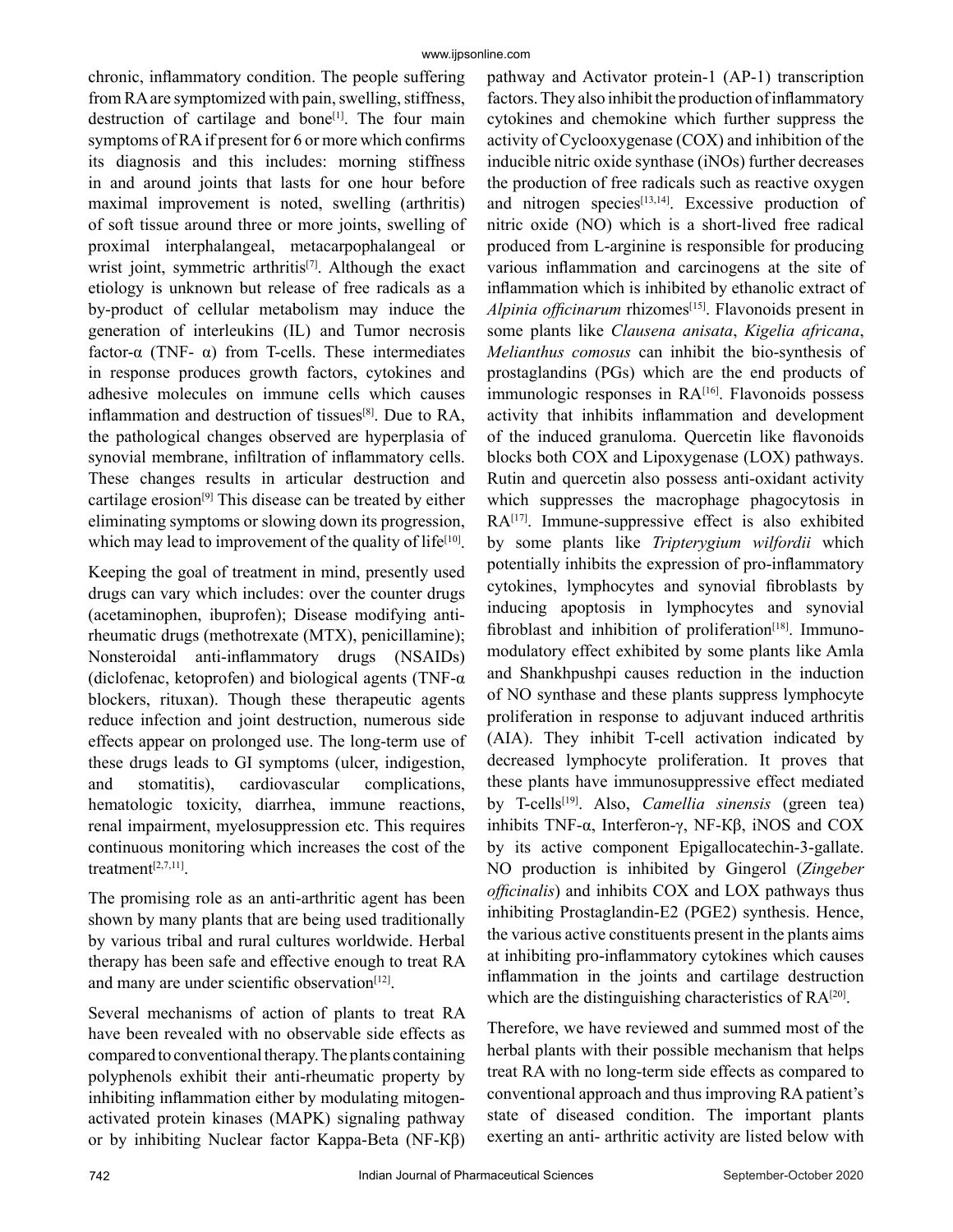chronic, inflammatory condition. The people suffering from RA are symptomized with pain, swelling, stiffness, destruction of cartilage and bone[1]. The four main symptoms of RA if present for 6 or more which confirms its diagnosis and this includes: morning stiffness in and around joints that lasts for one hour before maximal improvement is noted, swelling (arthritis) of soft tissue around three or more joints, swelling of proximal interphalangeal, metacarpophalangeal or wrist joint, symmetric arthritis[7]. Although the exact etiology is unknown but release of free radicals as a by-product of cellular metabolism may induce the generation of interleukins (IL) and Tumor necrosis factor-α (TNF- α) from T-cells. These intermediates in response produces growth factors, cytokines and adhesive molecules on immune cells which causes inflammation and destruction of tissues[8]. Due to RA, the pathological changes observed are hyperplasia of synovial membrane, infiltration of inflammatory cells. These changes results in articular destruction and cartilage erosion[9] This disease can be treated by either eliminating symptoms or slowing down its progression, which may lead to improvement of the quality of life[10].

Keeping the goal of treatment in mind, presently used drugs can vary which includes: over the counter drugs (acetaminophen, ibuprofen); Disease modifying anti-rheumatic drugs (methotrexate (MTX), penicillamine); Nonsteroidal anti-inflammatory drugs (NSAIDs) (diclofenac, ketoprofen) and biological agents (TNF-α blockers, rituxan). Though these therapeutic agents reduce infection and joint destruction, numerous side effects appear on prolonged use. The long-term use of these drugs leads to GI symptoms (ulcer, indigestion, and stomatitis), cardiovascular complications, hematologic toxicity, diarrhea, immune reactions, renal impairment, myelosuppression etc. This requires continuous monitoring which increases the cost of the treatment[2,7,11].

The promising role as an anti-arthritic agent has been shown by many plants that are being used traditionally by various tribal and rural cultures worldwide. Herbal therapy has been safe and effective enough to treat RA and many are under scientific observation[12].

Several mechanisms of action of plants to treat RA have been revealed with no observable side effects as compared to conventional therapy. The plants containing polyphenols exhibit their anti-rheumatic property by inhibiting inflammation either by modulating mitogen-activated protein kinases (MAPK) signaling pathway or by inhibiting Nuclear factor Kappa-Beta (NF-Kβ) pathway and Activator protein-1 (AP-1) transcription factors. They also inhibit the production of inflammatory cytokines and chemokine which further suppress the activity of Cyclooxygenase (COX) and inhibition of the inducible nitric oxide synthase (iNOs) further decreases the production of free radicals such as reactive oxygen and nitrogen species[13,14]. Excessive production of nitric oxide (NO) which is a short-lived free radical produced from L-arginine is responsible for producing various inflammation and carcinogens at the site of inflammation which is inhibited by ethanolic extract of *Alpinia officinarum* rhizomes[15]. Flavonoids present in some plants like *Clausena anisata*, *Kigelia africana*, *Melianthus comosus* can inhibit the bio-synthesis of prostaglandins (PGs) which are the end products of immunologic responses in RA[16]. Flavonoids possess activity that inhibits inflammation and development of the induced granuloma. Quercetin like flavonoids blocks both COX and Lipoxygenase (LOX) pathways. Rutin and quercetin also possess anti-oxidant activity which suppresses the macrophage phagocytosis in RA[17]. Immune-suppressive effect is also exhibited by some plants like *Tripterygium wilfordii* which potentially inhibits the expression of pro-inflammatory cytokines, lymphocytes and synovial fibroblasts by inducing apoptosis in lymphocytes and synovial fibroblast and inhibition of proliferation[18]. Immuno-modulatory effect exhibited by some plants like Amla and Shankhpushpi causes reduction in the induction of NO synthase and these plants suppress lymphocyte proliferation in response to adjuvant induced arthritis (AIA). They inhibit T-cell activation indicated by decreased lymphocyte proliferation. It proves that these plants have immunosuppressive effect mediated by T-cells[19]. Also, *Camellia sinensis* (green tea) inhibits TNF-α, Interferon-γ, NF-Kβ, iNOS and COX by its active component Epigallocatechin-3-gallate. NO production is inhibited by Gingerol (*Zingeber officinalis*) and inhibits COX and LOX pathways thus inhibiting Prostaglandin-E2 (PGE2) synthesis. Hence, the various active constituents present in the plants aims at inhibiting pro-inflammatory cytokines which causes inflammation in the joints and cartilage destruction which are the distinguishing characteristics of RA[20].

Therefore, we have reviewed and summed most of the herbal plants with their possible mechanism that helps treat RA with no long-term side effects as compared to conventional approach and thus improving RA patient's state of diseased condition. The important plants exerting an anti- arthritic activity are listed below with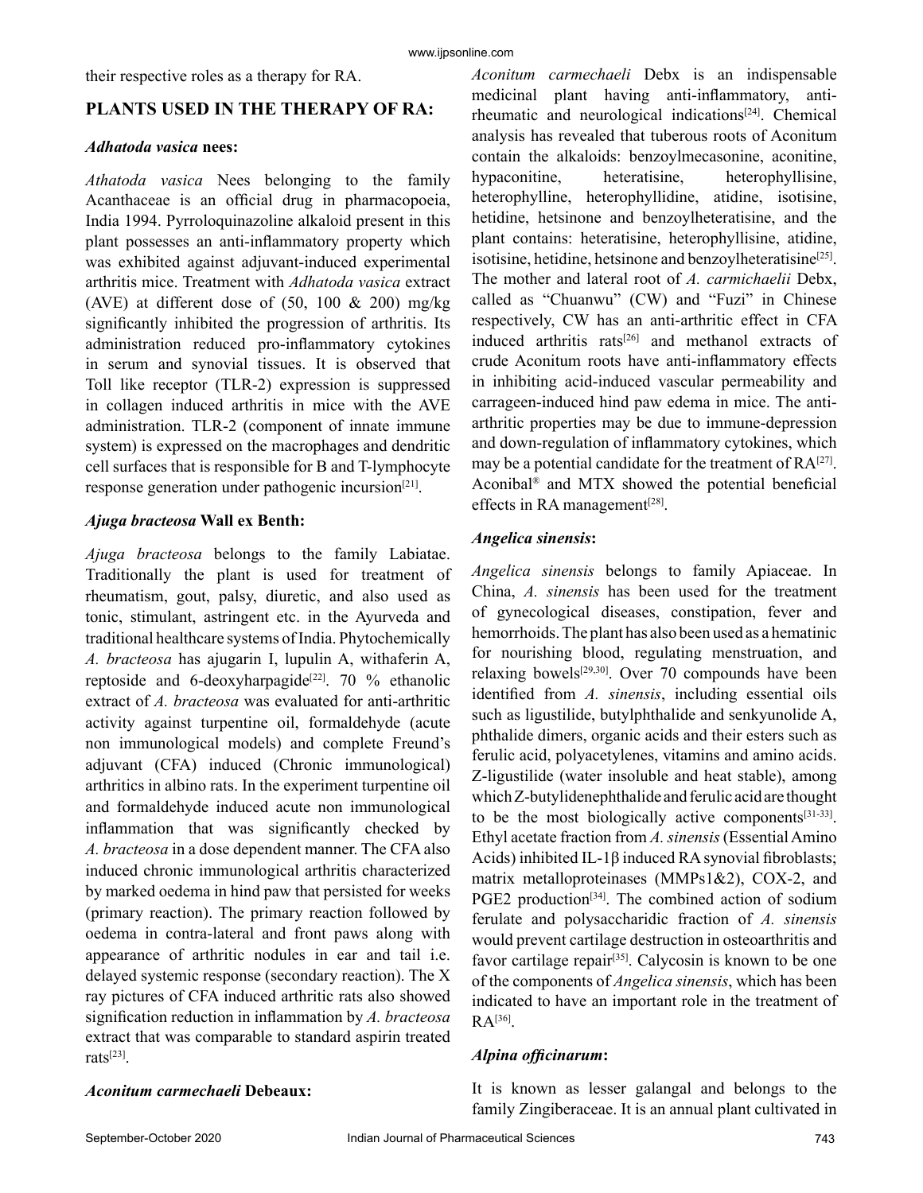their respective roles as a therapy for RA.

## PLANTS USED IN THE THERAPY OF RA:

### *Adhatoda vasica* nees:

*Athatoda vasica* Nees belonging to the family Acanthaceae is an official drug in pharmacopoeia, India 1994. Pyrroloquinazoline alkaloid present in this plant possesses an anti-inflammatory property which was exhibited against adjuvant-induced experimental arthritis mice. Treatment with *Adhatoda vasica* extract (AVE) at different dose of (50, 100 & 200) mg/kg significantly inhibited the progression of arthritis. Its administration reduced pro-inflammatory cytokines in serum and synovial tissues. It is observed that Toll like receptor (TLR-2) expression is suppressed in collagen induced arthritis in mice with the AVE administration. TLR-2 (component of innate immune system) is expressed on the macrophages and dendritic cell surfaces that is responsible for B and T-lymphocyte response generation under pathogenic incursion[21].

### *Ajuga bracteosa* Wall ex Benth:

*Ajuga bracteosa* belongs to the family Labiatae. Traditionally the plant is used for treatment of rheumatism, gout, palsy, diuretic, and also used as tonic, stimulant, astringent etc. in the Ayurveda and traditional healthcare systems of India. Phytochemically *A. bracteosa* has ajugarin I, lupulin A, withaferin A, reptoside and 6-deoxyharpagide[22]. 70 % ethanolic extract of *A. bracteosa* was evaluated for anti-arthritic activity against turpentine oil, formaldehyde (acute non immunological models) and complete Freund's adjuvant (CFA) induced (Chronic immunological) arthritics in albino rats. In the experiment turpentine oil and formaldehyde induced acute non immunological inflammation that was significantly checked by *A. bracteosa* in a dose dependent manner. The CFA also induced chronic immunological arthritis characterized by marked oedema in hind paw that persisted for weeks (primary reaction). The primary reaction followed by oedema in contra-lateral and front paws along with appearance of arthritic nodules in ear and tail i.e. delayed systemic response (secondary reaction). The X ray pictures of CFA induced arthritic rats also showed signification reduction in inflammation by *A. bracteosa* extract that was comparable to standard aspirin treated rats[23].

### *Aconitum carmechaeli* Debeaux:

*Aconitum carmechaeli* Debx is an indispensable medicinal plant having anti-inflammatory, anti-rheumatic and neurological indications[24]. Chemical analysis has revealed that tuberous roots of Aconitum contain the alkaloids: benzoylmecasonine, aconitine, hypaconitine, heteratisine, heterophyllisine, heterophylline, heterophyllidine, atidine, isotisine, hetidine, hetsinone and benzoylheteratisine, and the plant contains: heteratisine, heterophyllisine, atidine, isotisine, hetidine, hetsinone and benzoylheteratisine[25]. The mother and lateral root of *A. carmichaelii* Debx, called as "Chuanwu" (CW) and "Fuzi" in Chinese respectively, CW has an anti-arthritic effect in CFA induced arthritis rats[26] and methanol extracts of crude Aconitum roots have anti-inflammatory effects in inhibiting acid-induced vascular permeability and carrageen-induced hind paw edema in mice. The anti-arthritic properties may be due to immune-depression and down-regulation of inflammatory cytokines, which may be a potential candidate for the treatment of RA[27]. Aconibal® and MTX showed the potential beneficial effects in RA management[28].

### *Angelica sinensis*:

*Angelica sinensis* belongs to family Apiaceae. In China, *A. sinensis* has been used for the treatment of gynecological diseases, constipation, fever and hemorrhoids. The plant has also been used as a hematinic for nourishing blood, regulating menstruation, and relaxing bowels[29,30]. Over 70 compounds have been identified from *A. sinensis*, including essential oils such as ligustilide, butylphthalide and senkyunolide A, phthalide dimers, organic acids and their esters such as ferulic acid, polyacetylenes, vitamins and amino acids. Z-ligustilide (water insoluble and heat stable), among which Z-butylidenephthalide and ferulic acid are thought to be the most biologically active components[31-33]. Ethyl acetate fraction from *A. sinensis* (Essential Amino Acids) inhibited IL-1β induced RA synovial fibroblasts; matrix metalloproteinases (MMPs1&2), COX-2, and PGE2 production[34]. The combined action of sodium ferulate and polysaccharidic fraction of *A. sinensis* would prevent cartilage destruction in osteoarthritis and favor cartilage repair[35]. Calycosin is known to be one of the components of *Angelica sinensis*, which has been indicated to have an important role in the treatment of RA[36].

### *Alpina officinarum*:

It is known as lesser galangal and belongs to the family Zingiberaceae. It is an annual plant cultivated in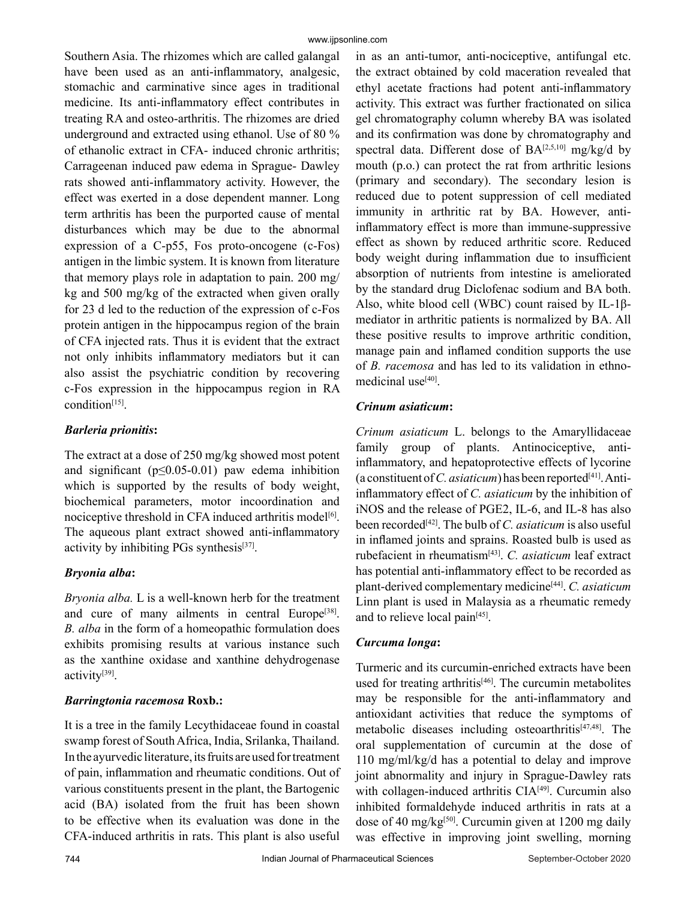Southern Asia. The rhizomes which are called galangal have been used as an anti-inflammatory, analgesic, stomachic and carminative since ages in traditional medicine. Its anti-inflammatory effect contributes in treating RA and osteo-arthritis. The rhizomes are dried underground and extracted using ethanol. Use of 80 % of ethanolic extract in CFA- induced chronic arthritis; Carrageenan induced paw edema in Sprague- Dawley rats showed anti-inflammatory activity. However, the effect was exerted in a dose dependent manner. Long term arthritis has been the purported cause of mental disturbances which may be due to the abnormal expression of a C-p55, Fos proto-oncogene (c-Fos) antigen in the limbic system. It is known from literature that memory plays role in adaptation to pain. 200 mg/kg and 500 mg/kg of the extracted when given orally for 23 d led to the reduction of the expression of c-Fos protein antigen in the hippocampus region of the brain of CFA injected rats. Thus it is evident that the extract not only inhibits inflammatory mediators but it can also assist the psychiatric condition by recovering c-Fos expression in the hippocampus region in RA condition[15].

### *Barleria prionitis*:

The extract at a dose of 250 mg/kg showed most potent and significant ($p \leq 0.05$-0.01) paw edema inhibition which is supported by the results of body weight, biochemical parameters, motor incoordination and nociceptive threshold in CFA induced arthritis model[6]. The aqueous plant extract showed anti-inflammatory activity by inhibiting PGs synthesis[37].

### *Bryonia alba*:

*Bryonia alba.* L is a well-known herb for the treatment and cure of many ailments in central Europe[38]. *B. alba* in the form of a homeopathic formulation does exhibits promising results at various instance such as the xanthine oxidase and xanthine dehydrogenase activity[39].

### *Barringtonia racemosa* Roxb.:

It is a tree in the family Lecythidaceae found in coastal swamp forest of South Africa, India, Srilanka, Thailand. In the ayurvedic literature, its fruits are used for treatment of pain, inflammation and rheumatic conditions. Out of various constituents present in the plant, the Bartogenic acid (BA) isolated from the fruit has been shown to be effective when its evaluation was done in the CFA-induced arthritis in rats. This plant is also useful in as an anti-tumor, anti-nociceptive, antifungal etc. the extract obtained by cold maceration revealed that ethyl acetate fractions had potent anti-inflammatory activity. This extract was further fractionated on silica gel chromatography column whereby BA was isolated and its confirmation was done by chromatography and spectral data. Different dose of BA[2,5,10] mg/kg/d by mouth (p.o.) can protect the rat from arthritic lesions (primary and secondary). The secondary lesion is reduced due to potent suppression of cell mediated immunity in arthritic rat by BA. However, anti-inflammatory effect is more than immune-suppressive effect as shown by reduced arthritic score. Reduced body weight during inflammation due to insufficient absorption of nutrients from intestine is ameliorated by the standard drug Diclofenac sodium and BA both. Also, white blood cell (WBC) count raised by IL-1β-mediator in arthritic patients is normalized by BA. All these positive results to improve arthritic condition, manage pain and inflamed condition supports the use of *B. racemosa* and has led to its validation in ethno-medicinal use[40].

### *Crinum asiaticum*:

*Crinum asiaticum* L. belongs to the Amaryllidaceae family group of plants. Antinociceptive, anti-inflammatory, and hepatoprotective effects of lycorine (a constituent of *C. asiaticum*) has been reported[41]. Anti-inflammatory effect of *C. asiaticum* by the inhibition of iNOS and the release of PGE2, IL-6, and IL-8 has also been recorded[42]. The bulb of *C. asiaticum* is also useful in inflamed joints and sprains. Roasted bulb is used as rubefacient in rheumatism[43]. *C. asiaticum* leaf extract has potential anti-inflammatory effect to be recorded as plant-derived complementary medicine[44]. *C. asiaticum* Linn plant is used in Malaysia as a rheumatic remedy and to relieve local pain[45].

### *Curcuma longa*:

Turmeric and its curcumin-enriched extracts have been used for treating arthritis[46]. The curcumin metabolites may be responsible for the anti-inflammatory and antioxidant activities that reduce the symptoms of metabolic diseases including osteoarthritis[47,48]. The oral supplementation of curcumin at the dose of 110 mg/ml/kg/d has a potential to delay and improve joint abnormality and injury in Sprague-Dawley rats with collagen-induced arthritis CIA[49]. Curcumin also inhibited formaldehyde induced arthritis in rats at a dose of 40 mg/kg[50]. Curcumin given at 1200 mg daily was effective in improving joint swelling, morning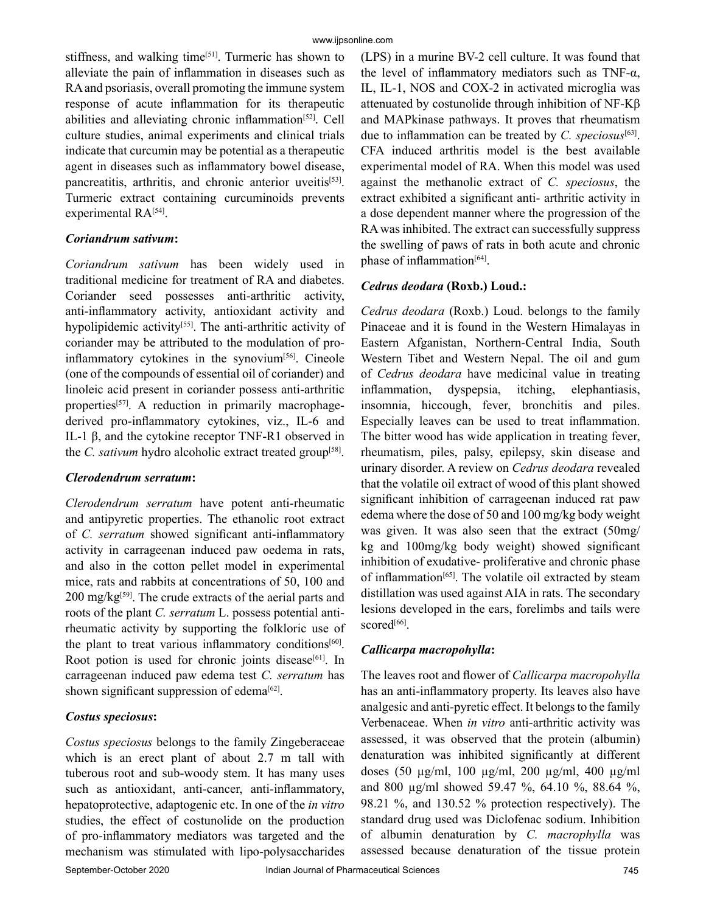stiffness, and walking time[51]. Turmeric has shown to alleviate the pain of inflammation in diseases such as RA and psoriasis, overall promoting the immune system response of acute inflammation for its therapeutic abilities and alleviating chronic inflammation[52]. Cell culture studies, animal experiments and clinical trials indicate that curcumin may be potential as a therapeutic agent in diseases such as inflammatory bowel disease, pancreatitis, arthritis, and chronic anterior uveitis[53]. Turmeric extract containing curcuminoids prevents experimental RA[54].

***Coriandrum sativum*:**

*Coriandrum sativum* has been widely used in traditional medicine for treatment of RA and diabetes. Coriander seed possesses anti-arthritic activity, anti-inflammatory activity, antioxidant activity and hypolipidemic activity[55]. The anti-arthritic activity of coriander may be attributed to the modulation of pro-inflammatory cytokines in the synovium[56]. Cineole (one of the compounds of essential oil of coriander) and linoleic acid present in coriander possess anti-arthritic properties[57]. A reduction in primarily macrophage-derived pro-inflammatory cytokines, viz., IL-6 and IL-1 β, and the cytokine receptor TNF-R1 observed in the *C. sativum* hydro alcoholic extract treated group[58].

***Clerodendrum serratum*:**

*Clerodendrum serratum* have potent anti-rheumatic and antipyretic properties. The ethanolic root extract of *C. serratum* showed significant anti-inflammatory activity in carrageenan induced paw oedema in rats, and also in the cotton pellet model in experimental mice, rats and rabbits at concentrations of 50, 100 and 200 mg/kg[59]. The crude extracts of the aerial parts and roots of the plant *C. serratum* L. possess potential anti-rheumatic activity by supporting the folkloric use of the plant to treat various inflammatory conditions[60]. Root potion is used for chronic joints disease[61]. In carrageenan induced paw edema test *C. serratum* has shown significant suppression of edema[62].

***Costus speciosus*:**

*Costus speciosus* belongs to the family Zingeberaceae which is an erect plant of about 2.7 m tall with tuberous root and sub-woody stem. It has many uses such as antioxidant, anti-cancer, anti-inflammatory, hepatoprotective, adaptogenic etc. In one of the *in vitro* studies, the effect of costunolide on the production of pro-inflammatory mediators was targeted and the mechanism was stimulated with lipo-polysaccharides (LPS) in a murine BV-2 cell culture. It was found that the level of inflammatory mediators such as TNF-α, IL, IL-1, NOS and COX-2 in activated microglia was attenuated by costunolide through inhibition of NF-Kβ and MAPkinase pathways. It proves that rheumatism due to inflammation can be treated by *C. speciosus*[63]. CFA induced arthritis model is the best available experimental model of RA. When this model was used against the methanolic extract of *C. speciosus*, the extract exhibited a significant anti- arthritic activity in a dose dependent manner where the progression of the RA was inhibited. The extract can successfully suppress the swelling of paws of rats in both acute and chronic phase of inflammation[64].

***Cedrus deodara* (Roxb.) Loud.:**

*Cedrus deodara* (Roxb.) Loud. belongs to the family Pinaceae and it is found in the Western Himalayas in Eastern Afganistan, Northern-Central India, South Western Tibet and Western Nepal. The oil and gum of *Cedrus deodara* have medicinal value in treating inflammation, dyspepsia, itching, elephantiasis, insomnia, hiccough, fever, bronchitis and piles. Especially leaves can be used to treat inflammation. The bitter wood has wide application in treating fever, rheumatism, piles, palsy, epilepsy, skin disease and urinary disorder. A review on *Cedrus deodara* revealed that the volatile oil extract of wood of this plant showed significant inhibition of carrageenan induced rat paw edema where the dose of 50 and 100 mg/kg body weight was given. It was also seen that the extract (50mg/kg and 100mg/kg body weight) showed significant inhibition of exudative- proliferative and chronic phase of inflammation[65]. The volatile oil extracted by steam distillation was used against AIA in rats. The secondary lesions developed in the ears, forelimbs and tails were scored[66].

***Callicarpa macropohylla*:**

The leaves root and flower of *Callicarpa macropohylla* has an anti-inflammatory property. Its leaves also have analgesic and anti-pyretic effect. It belongs to the family Verbenaceae. When *in vitro* anti-arthritic activity was assessed, it was observed that the protein (albumin) denaturation was inhibited significantly at different doses (50 µg/ml, 100 µg/ml, 200 µg/ml, 400 µg/ml and 800 µg/ml showed 59.47 %, 64.10 %, 88.64 %, 98.21 %, and 130.52 % protection respectively). The standard drug used was Diclofenac sodium. Inhibition of albumin denaturation by *C. macrophylla* was assessed because denaturation of the tissue protein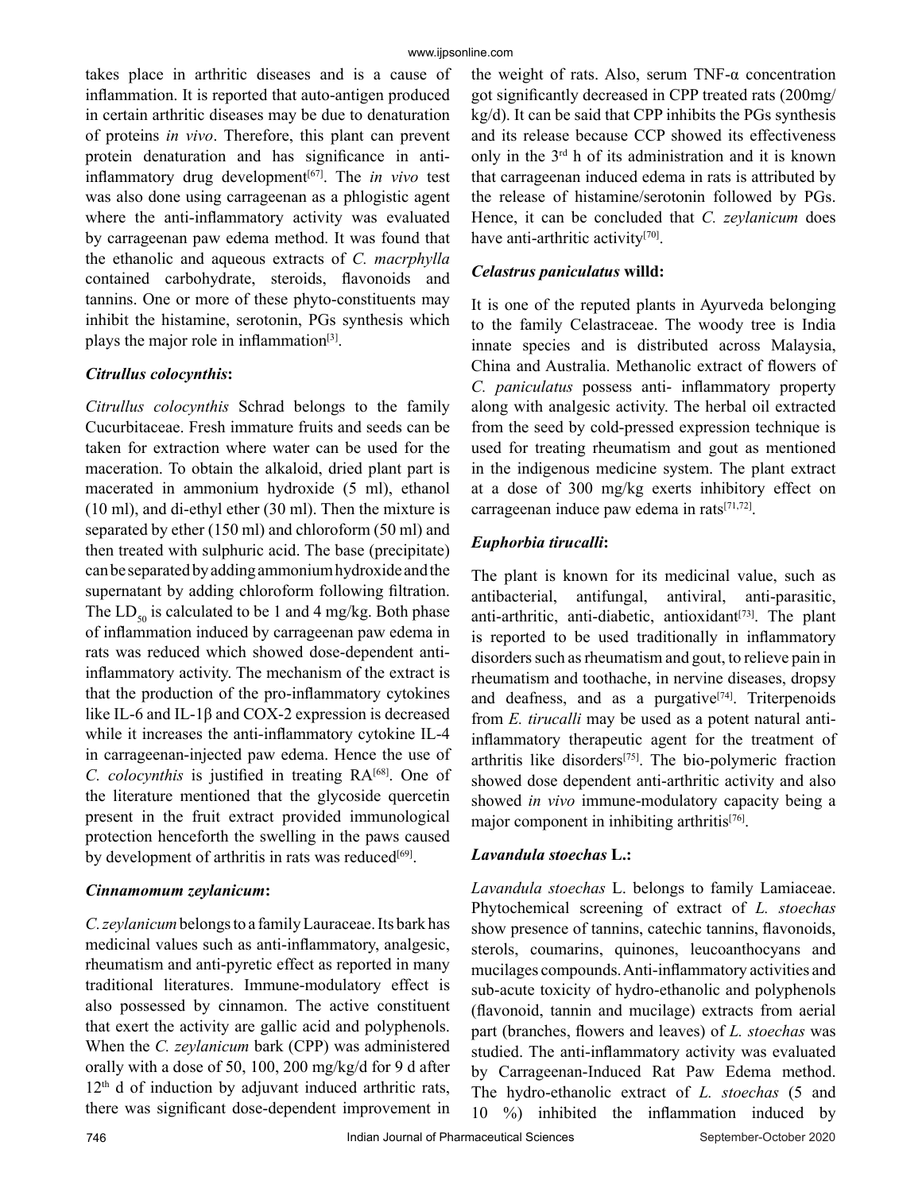takes place in arthritic diseases and is a cause of inflammation. It is reported that auto-antigen produced in certain arthritic diseases may be due to denaturation of proteins *in vivo*. Therefore, this plant can prevent protein denaturation and has significance in anti-inflammatory drug development[67]. The *in vivo* test was also done using carrageenan as a phlogistic agent where the anti-inflammatory activity was evaluated by carrageenan paw edema method. It was found that the ethanolic and aqueous extracts of *C. macrphylla* contained carbohydrate, steroids, flavonoids and tannins. One or more of these phyto-constituents may inhibit the histamine, serotonin, PGs synthesis which plays the major role in inflammation[3].

### *Citrullus colocynthis*:

*Citrullus colocynthis* Schrad belongs to the family Cucurbitaceae. Fresh immature fruits and seeds can be taken for extraction where water can be used for the maceration. To obtain the alkaloid, dried plant part is macerated in ammonium hydroxide (5 ml), ethanol (10 ml), and di-ethyl ether (30 ml). Then the mixture is separated by ether (150 ml) and chloroform (50 ml) and then treated with sulphuric acid. The base (precipitate) can be separated by adding ammonium hydroxide and the supernatant by adding chloroform following filtration. The $LD_{50}$ is calculated to be 1 and 4 mg/kg. Both phase of inflammation induced by carrageenan paw edema in rats was reduced which showed dose-dependent anti-inflammatory activity. The mechanism of the extract is that the production of the pro-inflammatory cytokines like IL-6 and IL-1β and COX-2 expression is decreased while it increases the anti-inflammatory cytokine IL-4 in carrageenan-injected paw edema. Hence the use of *C. colocynthis* is justified in treating RA[68]. One of the literature mentioned that the glycoside quercetin present in the fruit extract provided immunological protection henceforth the swelling in the paws caused by development of arthritis in rats was reduced[69].

### *Cinnamomum zeylanicum*:

*C. zeylanicum* belongs to a family Lauraceae. Its bark has medicinal values such as anti-inflammatory, analgesic, rheumatism and anti-pyretic effect as reported in many traditional literatures. Immune-modulatory effect is also possessed by cinnamon. The active constituent that exert the activity are gallic acid and polyphenols. When the *C. zeylanicum* bark (CPP) was administered orally with a dose of 50, 100, 200 mg/kg/d for 9 d after $12^{th}$ d of induction by adjuvant induced arthritic rats, there was significant dose-dependent improvement in the weight of rats. Also, serum TNF-α concentration got significantly decreased in CPP treated rats (200mg/kg/d). It can be said that CPP inhibits the PGs synthesis and its release because CCP showed its effectiveness only in the $3^{rd}$ h of its administration and it is known that carrageenan induced edema in rats is attributed by the release of histamine/serotonin followed by PGs. Hence, it can be concluded that *C. zeylanicum* does have anti-arthritic activity[70].

### *Celastrus paniculatus* willd:

It is one of the reputed plants in Ayurveda belonging to the family Celastraceae. The woody tree is India innate species and is distributed across Malaysia, China and Australia. Methanolic extract of flowers of *C. paniculatus* possess anti- inflammatory property along with analgesic activity. The herbal oil extracted from the seed by cold-pressed expression technique is used for treating rheumatism and gout as mentioned in the indigenous medicine system. The plant extract at a dose of 300 mg/kg exerts inhibitory effect on carrageenan induce paw edema in rats[71,72].

### *Euphorbia tirucalli*:

The plant is known for its medicinal value, such as antibacterial, antifungal, antiviral, anti-parasitic, anti-arthritic, anti-diabetic, antioxidant[73]. The plant is reported to be used traditionally in inflammatory disorders such as rheumatism and gout, to relieve pain in rheumatism and toothache, in nervine diseases, dropsy and deafness, and as a purgative[74]. Triterpenoids from *E. tirucalli* may be used as a potent natural anti-inflammatory therapeutic agent for the treatment of arthritis like disorders[75]. The bio-polymeric fraction showed dose dependent anti-arthritic activity and also showed *in vivo* immune-modulatory capacity being a major component in inhibiting arthritis[76].

### *Lavandula stoechas* L.:

*Lavandula stoechas* L. belongs to family Lamiaceae. Phytochemical screening of extract of *L. stoechas* show presence of tannins, catechic tannins, flavonoids, sterols, coumarins, quinones, leucoanthocyans and mucilages compounds. Anti-inflammatory activities and sub-acute toxicity of hydro-ethanolic and polyphenols (flavonoid, tannin and mucilage) extracts from aerial part (branches, flowers and leaves) of *L. stoechas* was studied. The anti-inflammatory activity was evaluated by Carrageenan-Induced Rat Paw Edema method. The hydro-ethanolic extract of *L. stoechas* (5 and 10 %) inhibited the inflammation induced by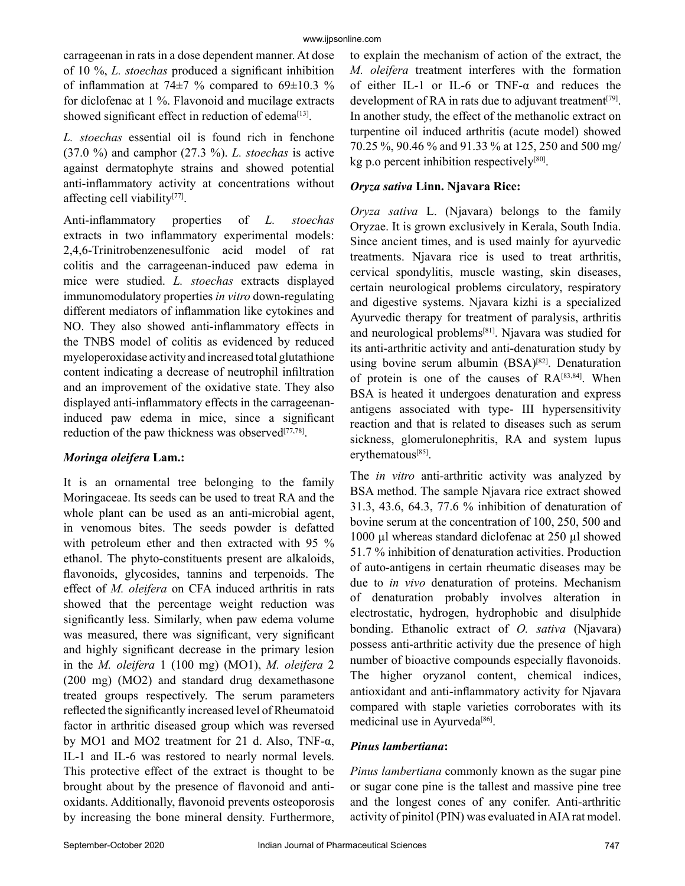carrageenan in rats in a dose dependent manner. At dose of 10 %, *L. stoechas* produced a significant inhibition of inflammation at 74±7 % compared to 69±10.3 % for diclofenac at 1 %. Flavonoid and mucilage extracts showed significant effect in reduction of edema[13].

*L. stoechas* essential oil is found rich in fenchone (37.0 %) and camphor (27.3 %). *L. stoechas* is active against dermatophyte strains and showed potential anti-inflammatory activity at concentrations without affecting cell viability[77].

Anti-inflammatory properties of *L. stoechas* extracts in two inflammatory experimental models: 2,4,6-Trinitrobenzenesulfonic acid model of rat colitis and the carrageenan-induced paw edema in mice were studied. *L. stoechas* extracts displayed immunomodulatory properties *in vitro* down-regulating different mediators of inflammation like cytokines and NO. They also showed anti-inflammatory effects in the TNBS model of colitis as evidenced by reduced myeloperoxidase activity and increased total glutathione content indicating a decrease of neutrophil infiltration and an improvement of the oxidative state. They also displayed anti-inflammatory effects in the carrageenan-induced paw edema in mice, since a significant reduction of the paw thickness was observed[77,78].

### ***Moringa oleifera* Lam.:**

It is an ornamental tree belonging to the family Moringaceae. Its seeds can be used to treat RA and the whole plant can be used as an anti-microbial agent, in venomous bites. The seeds powder is defatted with petroleum ether and then extracted with 95 % ethanol. The phyto-constituents present are alkaloids, flavonoids, glycosides, tannins and terpenoids. The effect of *M. oleifera* on CFA induced arthritis in rats showed that the percentage weight reduction was significantly less. Similarly, when paw edema volume was measured, there was significant, very significant and highly significant decrease in the primary lesion in the *M. oleifera* 1 (100 mg) (MO1), *M. oleifera* 2 (200 mg) (MO2) and standard drug dexamethasone treated groups respectively. The serum parameters reflected the significantly increased level of Rheumatoid factor in arthritic diseased group which was reversed by MO1 and MO2 treatment for 21 d. Also, TNF-α, IL-1 and IL-6 was restored to nearly normal levels. This protective effect of the extract is thought to be brought about by the presence of flavonoid and anti-oxidants. Additionally, flavonoid prevents osteoporosis by increasing the bone mineral density. Furthermore, to explain the mechanism of action of the extract, the *M. oleifera* treatment interferes with the formation of either IL-1 or IL-6 or TNF-α and reduces the development of RA in rats due to adjuvant treatment[79]. In another study, the effect of the methanolic extract on turpentine oil induced arthritis (acute model) showed 70.25 %, 90.46 % and 91.33 % at 125, 250 and 500 mg/kg p.o percent inhibition respectively[80].

### ***Oryza sativa* Linn. Njavara Rice:**

*Oryza sativa* L. (Njavara) belongs to the family Oryzae. It is grown exclusively in Kerala, South India. Since ancient times, and is used mainly for ayurvedic treatments. Njavara rice is used to treat arthritis, cervical spondylitis, muscle wasting, skin diseases, certain neurological problems circulatory, respiratory and digestive systems. Njavara kizhi is a specialized Ayurvedic therapy for treatment of paralysis, arthritis and neurological problems[81]. Njavara was studied for its anti-arthritic activity and anti-denaturation study by using bovine serum albumin (BSA)[82]. Denaturation of protein is one of the causes of RA[83,84]. When BSA is heated it undergoes denaturation and express antigens associated with type- III hypersensitivity reaction and that is related to diseases such as serum sickness, glomerulonephritis, RA and system lupus erythematous[85].

The *in vitro* anti-arthritic activity was analyzed by BSA method. The sample Njavara rice extract showed 31.3, 43.6, 64.3, 77.6 % inhibition of denaturation of bovine serum at the concentration of 100, 250, 500 and 1000 µl whereas standard diclofenac at 250 µl showed 51.7 % inhibition of denaturation activities. Production of auto-antigens in certain rheumatic diseases may be due to *in vivo* denaturation of proteins. Mechanism of denaturation probably involves alteration in electrostatic, hydrogen, hydrophobic and disulphide bonding. Ethanolic extract of *O. sativa* (Njavara) possess anti-arthritic activity due the presence of high number of bioactive compounds especially flavonoids. The higher oryzanol content, chemical indices, antioxidant and anti-inflammatory activity for Njavara compared with staple varieties corroborates with its medicinal use in Ayurveda[86].

### ***Pinus lambertiana*:**

*Pinus lambertiana* commonly known as the sugar pine or sugar cone pine is the tallest and massive pine tree and the longest cones of any conifer. Anti-arthritic activity of pinitol (PIN) was evaluated in AIA rat model.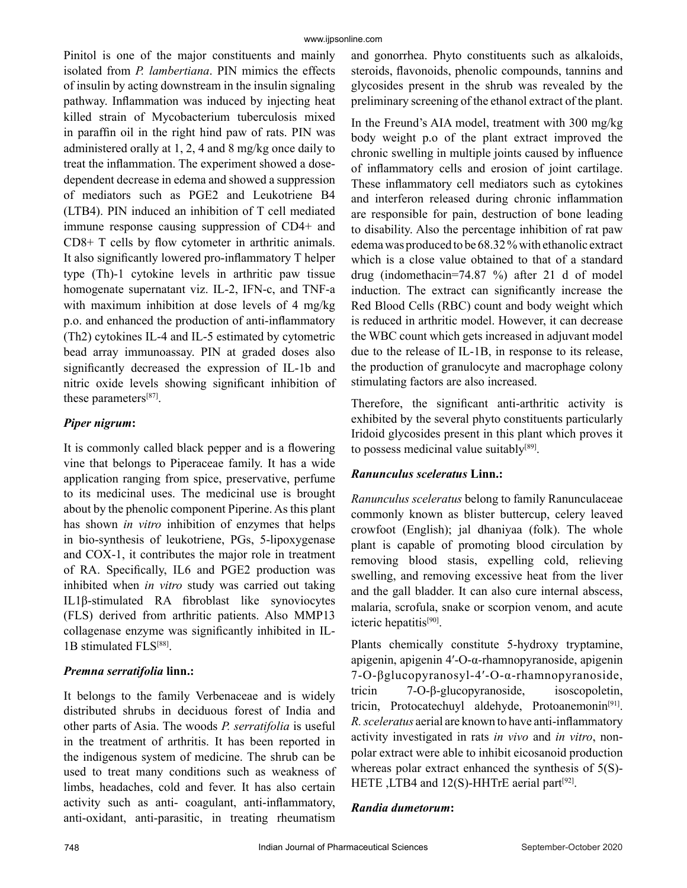Pinitol is one of the major constituents and mainly isolated from *P. lambertiana*. PIN mimics the effects of insulin by acting downstream in the insulin signaling pathway. Inflammation was induced by injecting heat killed strain of Mycobacterium tuberculosis mixed in paraffin oil in the right hind paw of rats. PIN was administered orally at 1, 2, 4 and 8 mg/kg once daily to treat the inflammation. The experiment showed a dose-dependent decrease in edema and showed a suppression of mediators such as PGE2 and Leukotriene B4 (LTB4). PIN induced an inhibition of T cell mediated immune response causing suppression of CD4+ and CD8+ T cells by flow cytometer in arthritic animals. It also significantly lowered pro-inflammatory T helper type (Th)-1 cytokine levels in arthritic paw tissue homogenate supernatant viz. IL-2, IFN-c, and TNF-a with maximum inhibition at dose levels of 4 mg/kg p.o. and enhanced the production of anti-inflammatory (Th2) cytokines IL-4 and IL-5 estimated by cytometric bead array immunoassay. PIN at graded doses also significantly decreased the expression of IL-1b and nitric oxide levels showing significant inhibition of these parameters[87].

### *Piper nigrum*:

It is commonly called black pepper and is a flowering vine that belongs to Piperaceae family. It has a wide application ranging from spice, preservative, perfume to its medicinal uses. The medicinal use is brought about by the phenolic component Piperine. As this plant has shown *in vitro* inhibition of enzymes that helps in bio-synthesis of leukotriene, PGs, 5-lipoxygenase and COX-1, it contributes the major role in treatment of RA. Specifically, IL6 and PGE2 production was inhibited when *in vitro* study was carried out taking IL1β-stimulated RA fibroblast like synoviocytes (FLS) derived from arthritic patients. Also MMP13 collagenase enzyme was significantly inhibited in IL-1B stimulated FLS[88].

### *Premna serratifolia* linn.:

It belongs to the family Verbenaceae and is widely distributed shrubs in deciduous forest of India and other parts of Asia. The woods *P. serratifolia* is useful in the treatment of arthritis. It has been reported in the indigenous system of medicine. The shrub can be used to treat many conditions such as weakness of limbs, headaches, cold and fever. It has also certain activity such as anti- coagulant, anti-inflammatory, anti-oxidant, anti-parasitic, in treating rheumatism and gonorrhea. Phyto constituents such as alkaloids, steroids, flavonoids, phenolic compounds, tannins and glycosides present in the shrub was revealed by the preliminary screening of the ethanol extract of the plant.

In the Freund's AIA model, treatment with 300 mg/kg body weight p.o of the plant extract improved the chronic swelling in multiple joints caused by influence of inflammatory cells and erosion of joint cartilage. These inflammatory cell mediators such as cytokines and interferon released during chronic inflammation are responsible for pain, destruction of bone leading to disability. Also the percentage inhibition of rat paw edema was produced to be 68.32 % with ethanolic extract which is a close value obtained to that of a standard drug (indomethacin=74.87 %) after 21 d of model induction. The extract can significantly increase the Red Blood Cells (RBC) count and body weight which is reduced in arthritic model. However, it can decrease the WBC count which gets increased in adjuvant model due to the release of IL-1B, in response to its release, the production of granulocyte and macrophage colony stimulating factors are also increased.

Therefore, the significant anti-arthritic activity is exhibited by the several phyto constituents particularly Iridoid glycosides present in this plant which proves it to possess medicinal value suitably[89].

### *Ranunculus sceleratus* Linn.:

*Ranunculus sceleratus* belong to family Ranunculaceae commonly known as blister buttercup, celery leaved crowfoot (English); jal dhaniyaa (folk). The whole plant is capable of promoting blood circulation by removing blood stasis, expelling cold, relieving swelling, and removing excessive heat from the liver and the gall bladder. It can also cure internal abscess, malaria, scrofula, snake or scorpion venom, and acute icteric hepatitis[90].

Plants chemically constitute 5-hydroxy tryptamine, apigenin, apigenin 4′-O-α-rhamnopyranoside, apigenin 7-O-βglucopyranosyl-4′-O-α-rhamnopyranoside, tricin 7-O-β-glucopyranoside, isoscopoletin, tricin, Protocatechuyl aldehyde, Protoanemonin[91]. *R. sceleratus* aerial are known to have anti-inflammatory activity investigated in rats *in vivo* and *in vitro*, non-polar extract were able to inhibit eicosanoid production whereas polar extract enhanced the synthesis of 5(S)-HETE ,LTB4 and 12(S)-HHTrE aerial part[92].

### *Randia dumetorum*: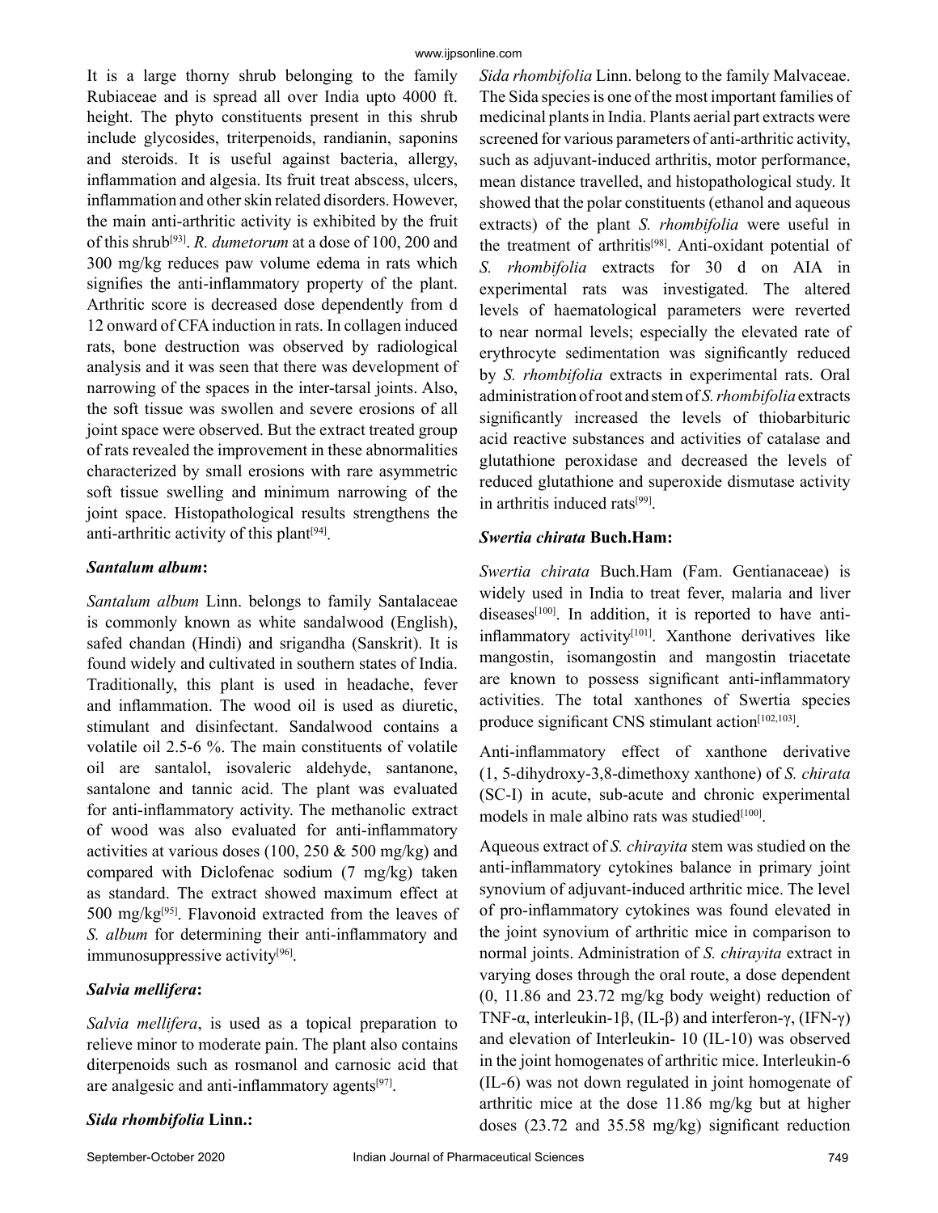It is a large thorny shrub belonging to the family Rubiaceae and is spread all over India upto 4000 ft. height. The phyto constituents present in this shrub include glycosides, triterpenoids, randianin, saponins and steroids. It is useful against bacteria, allergy, inflammation and algesia. Its fruit treat abscess, ulcers, inflammation and other skin related disorders. However, the main anti-arthritic activity is exhibited by the fruit of this shrub[93]. *R. dumetorum* at a dose of 100, 200 and 300 mg/kg reduces paw volume edema in rats which signifies the anti-inflammatory property of the plant. Arthritic score is decreased dose dependently from d 12 onward of CFA induction in rats. In collagen induced rats, bone destruction was observed by radiological analysis and it was seen that there was development of narrowing of the spaces in the inter-tarsal joints. Also, the soft tissue was swollen and severe erosions of all joint space were observed. But the extract treated group of rats revealed the improvement in these abnormalities characterized by small erosions with rare asymmetric soft tissue swelling and minimum narrowing of the joint space. Histopathological results strengthens the anti-arthritic activity of this plant[94].

### *Santalum album*:

*Santalum album* Linn. belongs to family Santalaceae is commonly known as white sandalwood (English), safed chandan (Hindi) and srigandha (Sanskrit). It is found widely and cultivated in southern states of India. Traditionally, this plant is used in headache, fever and inflammation. The wood oil is used as diuretic, stimulant and disinfectant. Sandalwood contains a volatile oil 2.5-6 %. The main constituents of volatile oil are santalol, isovaleric aldehyde, santanone, santalone and tannic acid. The plant was evaluated for anti-inflammatory activity. The methanolic extract of wood was also evaluated for anti-inflammatory activities at various doses (100, 250 & 500 mg/kg) and compared with Diclofenac sodium (7 mg/kg) taken as standard. The extract showed maximum effect at 500 mg/kg[95]. Flavonoid extracted from the leaves of *S. album* for determining their anti-inflammatory and immunosuppressive activity[96].

### *Salvia mellifera*:

*Salvia mellifera*, is used as a topical preparation to relieve minor to moderate pain. The plant also contains diterpenoids such as rosmanol and carnosic acid that are analgesic and anti-inflammatory agents[97].

### *Sida rhombifolia* Linn.:

*Sida rhombifolia* Linn. belong to the family Malvaceae. The Sida species is one of the most important families of medicinal plants in India. Plants aerial part extracts were screened for various parameters of anti-arthritic activity, such as adjuvant-induced arthritis, motor performance, mean distance travelled, and histopathological study. It showed that the polar constituents (ethanol and aqueous extracts) of the plant *S. rhombifolia* were useful in the treatment of arthritis[98]. Anti-oxidant potential of *S. rhombifolia* extracts for 30 d on AIA in experimental rats was investigated. The altered levels of haematological parameters were reverted to near normal levels; especially the elevated rate of erythrocyte sedimentation was significantly reduced by *S. rhombifolia* extracts in experimental rats. Oral administration of root and stem of *S. rhombifolia* extracts significantly increased the levels of thiobarbituric acid reactive substances and activities of catalase and glutathione peroxidase and decreased the levels of reduced glutathione and superoxide dismutase activity in arthritis induced rats[99].

### *Swertia chirata* Buch.Ham:

*Swertia chirata* Buch.Ham (Fam. Gentianaceae) is widely used in India to treat fever, malaria and liver diseases[100]. In addition, it is reported to have anti-inflammatory activity[101]. Xanthone derivatives like mangostin, isomangostin and mangostin triacetate are known to possess significant anti-inflammatory activities. The total xanthones of Swertia species produce significant CNS stimulant action[102,103].

Anti-inflammatory effect of xanthone derivative (1, 5-dihydroxy-3,8-dimethoxy xanthone) of *S. chirata* (SC-I) in acute, sub-acute and chronic experimental models in male albino rats was studied[100].

Aqueous extract of *S. chirayita* stem was studied on the anti-inflammatory cytokines balance in primary joint synovium of adjuvant-induced arthritic mice. The level of pro-inflammatory cytokines was found elevated in the joint synovium of arthritic mice in comparison to normal joints. Administration of *S. chirayita* extract in varying doses through the oral route, a dose dependent (0, 11.86 and 23.72 mg/kg body weight) reduction of TNF-α, interleukin-1β, (IL-β) and interferon-γ, (IFN-γ) and elevation of Interleukin- 10 (IL-10) was observed in the joint homogenates of arthritic mice. Interleukin-6 (IL-6) was not down regulated in joint homogenate of arthritic mice at the dose 11.86 mg/kg but at higher doses (23.72 and 35.58 mg/kg) significant reduction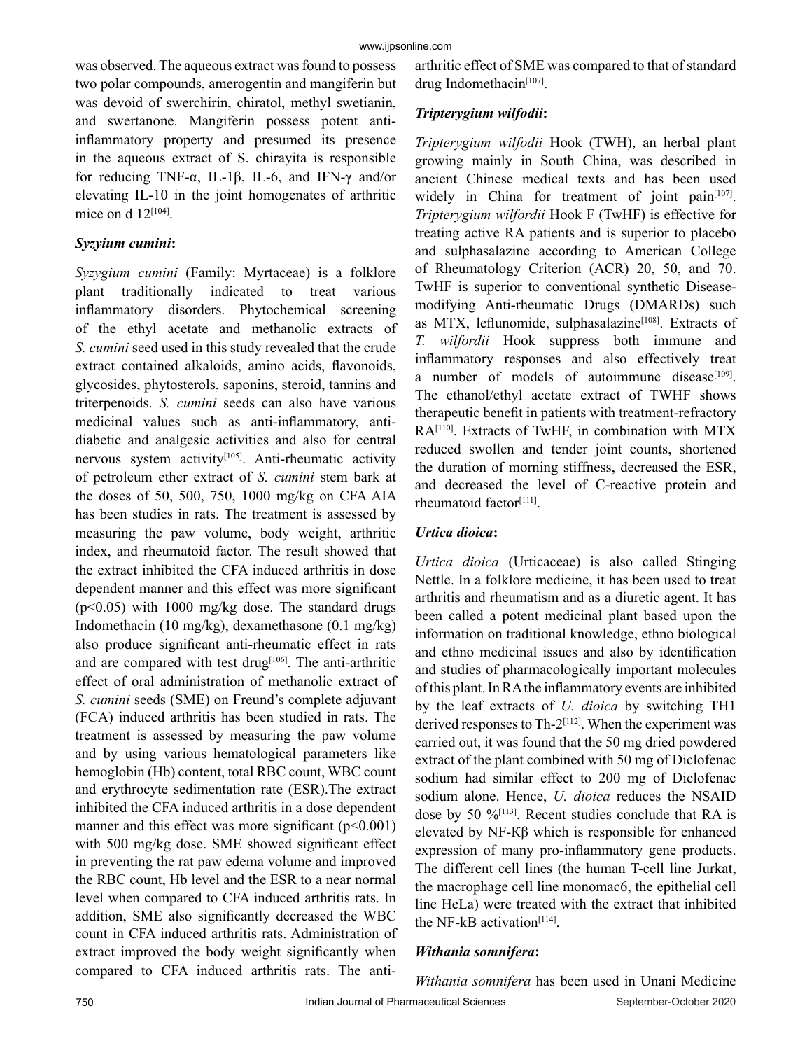was observed. The aqueous extract was found to possess two polar compounds, amerogentin and mangiferin but was devoid of swerchirin, chiratol, methyl swetianin, and swertanone. Mangiferin possess potent anti-inflammatory property and presumed its presence in the aqueous extract of S. chirayita is responsible for reducing TNF-α, IL-1β, IL-6, and IFN-γ and/or elevating IL-10 in the joint homogenates of arthritic mice on d 12[104].

### *Syzyium cumini*:

*Syzygium cumini* (Family: Myrtaceae) is a folklore plant traditionally indicated to treat various inflammatory disorders. Phytochemical screening of the ethyl acetate and methanolic extracts of *S. cumini* seed used in this study revealed that the crude extract contained alkaloids, amino acids, flavonoids, glycosides, phytosterols, saponins, steroid, tannins and triterpenoids. *S. cumini* seeds can also have various medicinal values such as anti-inflammatory, anti-diabetic and analgesic activities and also for central nervous system activity[105]. Anti-rheumatic activity of petroleum ether extract of *S. cumini* stem bark at the doses of 50, 500, 750, 1000 mg/kg on CFA AIA has been studies in rats. The treatment is assessed by measuring the paw volume, body weight, arthritic index, and rheumatoid factor. The result showed that the extract inhibited the CFA induced arthritis in dose dependent manner and this effect was more significant ($p<0.05$) with 1000 mg/kg dose. The standard drugs Indomethacin (10 mg/kg), dexamethasone (0.1 mg/kg) also produce significant anti-rheumatic effect in rats and are compared with test drug[106]. The anti-arthritic effect of oral administration of methanolic extract of *S. cumini* seeds (SME) on Freund's complete adjuvant (FCA) induced arthritis has been studied in rats. The treatment is assessed by measuring the paw volume and by using various hematological parameters like hemoglobin (Hb) content, total RBC count, WBC count and erythrocyte sedimentation rate (ESR).The extract inhibited the CFA induced arthritis in a dose dependent manner and this effect was more significant ($p<0.001$) with 500 mg/kg dose. SME showed significant effect in preventing the rat paw edema volume and improved the RBC count, Hb level and the ESR to a near normal level when compared to CFA induced arthritis rats. In addition, SME also significantly decreased the WBC count in CFA induced arthritis rats. Administration of extract improved the body weight significantly when compared to CFA induced arthritis rats. The anti-arthritic effect of SME was compared to that of standard drug Indomethacin[107].

### *Tripterygium wilfodii*:

*Tripterygium wilfodii* Hook (TWH), an herbal plant growing mainly in South China, was described in ancient Chinese medical texts and has been used widely in China for treatment of joint pain[107]. *Tripterygium wilfordii* Hook F (TwHF) is effective for treating active RA patients and is superior to placebo and sulphasalazine according to American College of Rheumatology Criterion (ACR) 20, 50, and 70. TwHF is superior to conventional synthetic Disease-modifying Anti-rheumatic Drugs (DMARDs) such as MTX, leflunomide, sulphasalazine[108]. Extracts of *T. wilfordii* Hook suppress both immune and inflammatory responses and also effectively treat a number of models of autoimmune disease[109]. The ethanol/ethyl acetate extract of TWHF shows therapeutic benefit in patients with treatment-refractory RA[110]. Extracts of TwHF, in combination with MTX reduced swollen and tender joint counts, shortened the duration of morning stiffness, decreased the ESR, and decreased the level of C-reactive protein and rheumatoid factor[111].

### *Urtica dioica*:

*Urtica dioica* (Urticaceae) is also called Stinging Nettle. In a folklore medicine, it has been used to treat arthritis and rheumatism and as a diuretic agent. It has been called a potent medicinal plant based upon the information on traditional knowledge, ethno biological and ethno medicinal issues and also by identification and studies of pharmacologically important molecules of this plant. In RA the inflammatory events are inhibited by the leaf extracts of *U. dioica* by switching TH1 derived responses to Th-2[112]. When the experiment was carried out, it was found that the 50 mg dried powdered extract of the plant combined with 50 mg of Diclofenac sodium had similar effect to 200 mg of Diclofenac sodium alone. Hence, *U. dioica* reduces the NSAID dose by 50 %[113]. Recent studies conclude that RA is elevated by NF-Kβ which is responsible for enhanced expression of many pro-inflammatory gene products. The different cell lines (the human T-cell line Jurkat, the macrophage cell line monomac6, the epithelial cell line HeLa) were treated with the extract that inhibited the NF-kB activation[114].

### *Withania somnifera*:

*Withania somnifera* has been used in Unani Medicine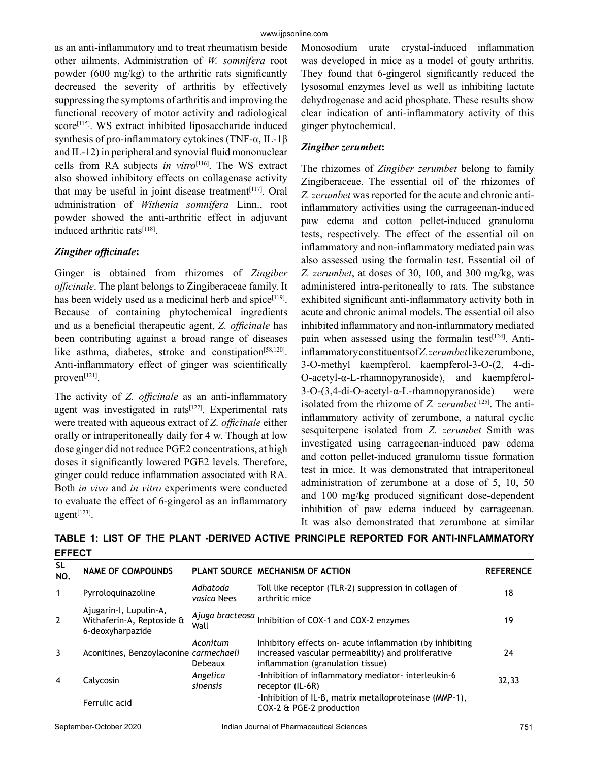as an anti-inflammatory and to treat rheumatism beside other ailments. Administration of *W. somnifera* root powder (600 mg/kg) to the arthritic rats significantly decreased the severity of arthritis by effectively suppressing the symptoms of arthritis and improving the functional recovery of motor activity and radiological score[115]. WS extract inhibited liposaccharide induced synthesis of pro-inflammatory cytokines (TNF-α, IL-1β and IL-12) in peripheral and synovial fluid mononuclear cells from RA subjects *in vitro*[116]. The WS extract also showed inhibitory effects on collagenase activity that may be useful in joint disease treatment[117]. Oral administration of *Withenia somnifera* Linn., root powder showed the anti-arthritic effect in adjuvant induced arthritic rats[118].

### *Zingiber officinale*:

Ginger is obtained from rhizomes of *Zingiber officinale*. The plant belongs to Zingiberaceae family. It has been widely used as a medicinal herb and spice[119]. Because of containing phytochemical ingredients and as a beneficial therapeutic agent, *Z. officinale* has been contributing against a broad range of diseases like asthma, diabetes, stroke and constipation[58,120]. Anti-inflammatory effect of ginger was scientifically proven[121].

The activity of *Z. officinale* as an anti-inflammatory agent was investigated in rats[122]. Experimental rats were treated with aqueous extract of *Z. officinale* either orally or intraperitoneally daily for 4 w. Though at low dose ginger did not reduce PGE2 concentrations, at high doses it significantly lowered PGE2 levels. Therefore, ginger could reduce inflammation associated with RA. Both *in vivo* and *in vitro* experiments were conducted to evaluate the effect of 6-gingerol as an inflammatory agent[123]. Monosodium urate crystal-induced inflammation was developed in mice as a model of gouty arthritis. They found that 6-gingerol significantly reduced the lysosomal enzymes level as well as inhibiting lactate dehydrogenase and acid phosphate. These results show clear indication of anti-inflammatory activity of this ginger phytochemical.

### *Zingiber zerumbet*:

The rhizomes of *Zingiber zerumbet* belong to family Zingiberaceae. The essential oil of the rhizomes of *Z. zerumbet* was reported for the acute and chronic anti-inflammatory activities using the carrageenan-induced paw edema and cotton pellet-induced granuloma tests, respectively. The effect of the essential oil on inflammatory and non-inflammatory mediated pain was also assessed using the formalin test. Essential oil of *Z. zerumbet*, at doses of 30, 100, and 300 mg/kg, was administered intra-peritoneally to rats. The substance exhibited significant anti-inflammatory activity both in acute and chronic animal models. The essential oil also inhibited inflammatory and non-inflammatory mediated pain when assessed using the formalin test[124]. Anti-inflammatory constituents of *Z. zerumbet* like zerumbone, 3-O-methyl kaempferol, kaempferol-3-O-(2, 4-di-O-acetyl-α-L-rhamnopyranoside), and kaempferol-3-O-(3,4-di-O-acetyl-α-L-rhamnopyranoside) were isolated from the rhizome of *Z. zerumbet*[125]. The anti-inflammatory activity of zerumbone, a natural cyclic sesquiterpene isolated from *Z. zerumbet* Smith was investigated using carrageenan-induced paw edema and cotton pellet-induced granuloma tissue formation test in mice. It was demonstrated that intraperitoneal administration of zerumbone at a dose of 5, 10, 50 and 100 mg/kg produced significant dose-dependent inhibition of paw edema induced by carrageenan. It was also demonstrated that zerumbone at similar

**TABLE 1: LIST OF THE PLANT -DERIVED ACTIVE PRINCIPLE REPORTED FOR ANTI-INFLAMMATORY EFFECT**

| SL NO. | NAME OF COMPOUNDS | PLANT SOURCE | MECHANISM OF ACTION | REFERENCE |
|---|---|---|---|---|
| 1 | Pyrroloquinazoline | *Adhatoda vasica* Nees | Toll like receptor (TLR-2) suppression in collagen of arthritic mice | 18 |
| 2 | Ajugarin-I, Lupulin-A, Withaferin-A, Reptoside & 6-deoxyharpazide | *Ajuga bracteosa* Wall | Inhibition of COX-1 and COX-2 enzymes | 19 |
| 3 | Aconitines, Benzoylaconine | *Aconitum carmechaeli* Debeaux | Inhibitory effects on- acute inflammation (by inhibiting increased vascular permeability) and proliferative inflammation (granulation tissue) | 24 |
| 4 | Calycosin | *Angelica sinensis* | -Inhibition of inflammatory mediator- interleukin-6 receptor (IL-6R) | 32,33 |
| | Ferrulic acid | | -Inhibition of IL-β, matrix metalloproteinase (MMP-1), COX-2 & PGE-2 production | |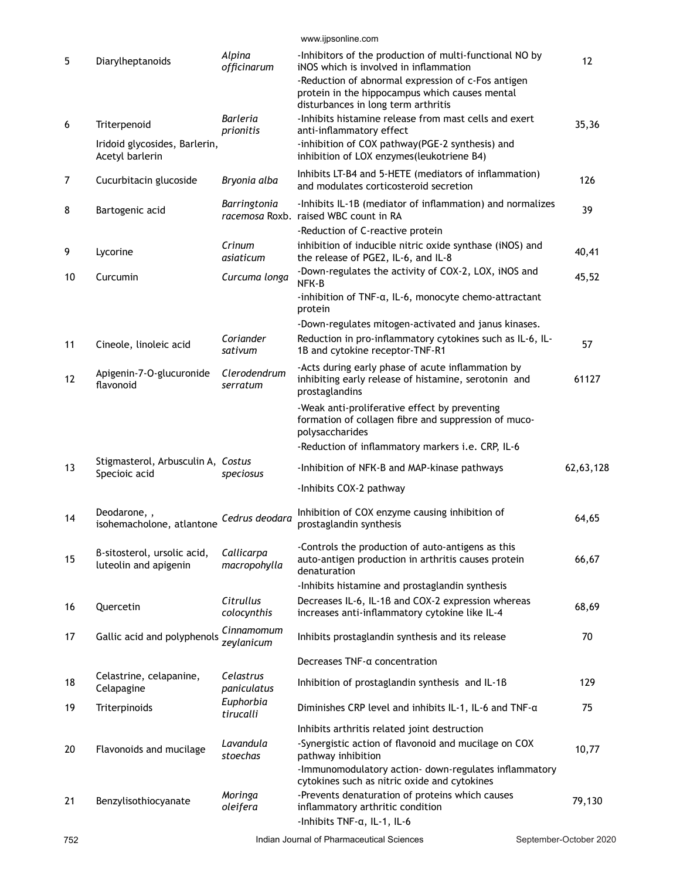| | | | | |
|---|---|---|---|---|
| 5 | Diarylheptanoids | *Alpina officinarum* | -Inhibitors of the production of multi-functional NO by iNOS which is involved in inflammation<br>-Reduction of abnormal expression of c-Fos antigen protein in the hippocampus which causes mental disturbances in long term arthritis | 12 |
| 6 | Triterpenoid<br>Iridoid glycosides, Barlerin, Acetyl barlerin | *Barleria prionitis* | -Inhibits histamine release from mast cells and exert anti-inflammatory effect<br>-inhibition of COX pathway(PGE-2 synthesis) and inhibition of LOX enzymes(leukotriene B4) | 35,36 |
| 7 | Cucurbitacin glucoside | *Bryonia alba* | Inhibits LT-B4 and 5-HETE (mediators of inflammation) and modulates corticosteroid secretion | 126 |
| 8 | Bartogenic acid | *Barringtonia racemosa* Roxb. | -Inhibits IL-1B (mediator of inflammation) and normalizes raised WBC count in RA<br>-Reduction of C-reactive protein | 39 |
| 9 | Lycorine | *Crinum asiaticum* | inhibition of inducible nitric oxide synthase (iNOS) and the release of PGE2, IL-6, and IL-8 | 40,41 |
| 10 | Curcumin | *Curcuma longa* | -Down-regulates the activity of COX-2, LOX, iNOS and NFK-B<br>-inhibition of TNF-α, IL-6, monocyte chemo-attractant protein<br>-Down-regulates mitogen-activated and janus kinases. | 45,52 |
| 11 | Cineole, linoleic acid | *Coriander sativum* | Reduction in pro-inflammatory cytokines such as IL-6, IL-1B and cytokine receptor-TNF-R1 | 57 |
| 12 | Apigenin-7-O-glucuronide flavonoid | *Clerodendrum serratum* | -Acts during early phase of acute inflammation by inhibiting early release of histamine, serotonin and prostaglandins<br>-Weak anti-proliferative effect by preventing formation of collagen fibre and suppression of muco-polysaccharides<br>-Reduction of inflammatory markers i.e. CRP, IL-6 | 61127 |
| 13 | Stigmasterol, Arbusculin A, Specioic acid | *Costus speciosus* | -Inhibition of NFK-B and MAP-kinase pathways<br>-Inhibits COX-2 pathway | 62,63,128 |
| 14 | Deodarone, , isohemacholone, atlantone | *Cedrus deodara* | Inhibition of COX enzyme causing inhibition of prostaglandin synthesis | 64,65 |
| 15 | β-sitosterol, ursolic acid, luteolin and apigenin | *Callicarpa macropohylla* | -Controls the production of auto-antigens as this auto-antigen production in arthritis causes protein denaturation<br>-Inhibits histamine and prostaglandin synthesis | 66,67 |
| 16 | Quercetin | *Citrullus colocynthis* | Decreases IL-6, IL-1β and COX-2 expression whereas increases anti-inflammatory cytokine like IL-4 | 68,69 |
| 17 | Gallic acid and polyphenols | *Cinnamomum zeylanicum* | Inhibits prostaglandin synthesis and its release<br>Decreases TNF-α concentration | 70 |
| 18 | Celastrine, celapanine, Celapagine | *Celastrus paniculatus* | Inhibition of prostaglandin synthesis and IL-1β | 129 |
| 19 | Triterpinoids | *Euphorbia tirucalli* | Diminishes CRP level and inhibits IL-1, IL-6 and TNF-α<br>Inhibits arthritis related joint destruction | 75 |
| 20 | Flavonoids and mucilage | *Lavandula stoechas* | -Synergistic action of flavonoid and mucilage on COX pathway inhibition<br>-Immunomodulatory action- down-regulates inflammatory cytokines such as nitric oxide and cytokines | 10,77 |
| 21 | Benzylisothiocyanate | *Moringa oleifera* | -Prevents denaturation of proteins which causes inflammatory arthritic condition<br>-Inhibits TNF-α, IL-1, IL-6 | 79,130 |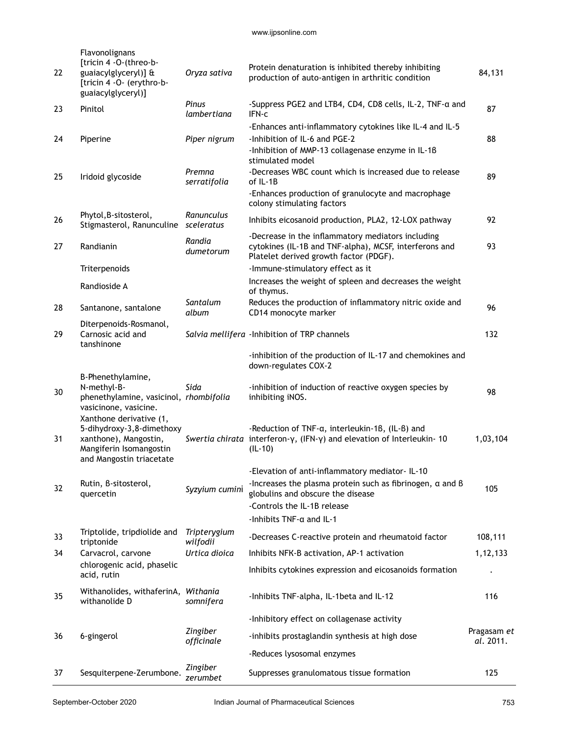| 22 | Flavonolignans [tricin 4 -O-(threo-b-guaiacylglyceryl)] & [tricin 4 -O- (erythro-b-guaiacylglyceryl)] | *Oryza sativa* | Protein denaturation is inhibited thereby inhibiting production of auto-antigen in arthritic condition | 84,131 |
|---|---|---|---|---|
| 23 | Pinitol | *Pinus lambertiana* | -Suppress PGE2 and LTB4, CD4, CD8 cells, IL-2, TNF-α and IFN-c | 87 |
| 24 | Piperine | *Piper nigrum* | -Enhances anti-inflammatory cytokines like IL-4 and IL-5<br>-Inhibition of IL-6 and PGE-2<br>-Inhibition of MMP-13 collagenase enzyme in IL-1β stimulated model | 88 |
| 25 | Iridoid glycoside | *Premna serratifolia* | -Decreases WBC count which is increased due to release of IL-1B<br>-Enhances production of granulocyte and macrophage colony stimulating factors | 89 |
| 26 | Phytol, B-sitosterol, Stigmasterol, Ranunculine | *Ranunculus sceleratus* | Inhibits eicosanoid production, PLA2, 12-LOX pathway | 92 |
| 27 | Randianin | *Randia dumetorum* | -Decrease in the inflammatory mediators including cytokines (IL-1B and TNF-alpha), MCSF, interferons and Platelet derived growth factor (PDGF). | 93 |
| | Triterpenoids | | -Immune-stimulatory effect as it | |
| | Randioside A | | Increases the weight of spleen and decreases the weight of thymus. | |
| 28 | Santanone, santalone | *Santalum album* | Reduces the production of inflammatory nitric oxide and CD14 monocyte marker | 96 |
| 29 | Diterpenoids-Rosmanol, Carnosic acid and tanshinone | *Salvia mellifera* | -Inhibition of TRP channels | 132 |
| 30 | B-Phenethylamine, N-methyl-B-phenethylamine, vasicinol, vasicinone, vasicine. | *Sida rhombifolia* | -inhibition of the production of IL-17 and chemokines and down-regulates COX-2<br>-inhibition of induction of reactive oxygen species by inhibiting iNOS. | 98 |
| 31 | Xanthone derivative (1, 5-dihydroxy-3,8-dimethoxy xanthone), Mangostin, Mangiferin Isomangostin and Mangostin triacetate | *Swertia chirata* | -Reduction of TNF-α, interleukin-1β, (IL-β) and interferon-γ, (IFN-γ) and elevation of Interleukin- 10 (IL-10) | 1,03,104 |
| 32 | Rutin, β-sitosterol, quercetin | *Syzyium cumini* | -Elevation of anti-inflammatory mediator- IL-10<br>-Increases the plasma protein such as fibrinogen, α and β globulins and obscure the disease<br>-Controls the IL-1B release | 105 |
| 33 | Triptolide, tripdiolide and triptonide | *Tripterygium wilfodii* | -Inhibits TNF-α and IL-1<br>-Decreases C-reactive protein and rheumatoid factor | 108,111 |
| 34 | Carvacrol, carvone | *Urtica dioica* | Inhibits NFK-B activation, AP-1 activation | 1,12,133 |
| | chlorogenic acid, phaselic acid, rutin | | Inhibits cytokines expression and eicosanoids formation | . |
| 35 | Withanolides, withaferinA, withanolide D | *Withania somnifera* | -Inhibits TNF-alpha, IL-1beta and IL-12 | 116 |
| 36 | 6-gingerol | *Zingiber officinale* | -Inhibitory effect on collagenase activity<br>-inhibits prostaglandin synthesis at high dose<br>-Reduces lysosomal enzymes | Pragasam *et al*. 2011. |
| 37 | Sesquiterpene-Zerumbone. | *Zingiber zerumbet* | Suppresses granulomatous tissue formation | 125 |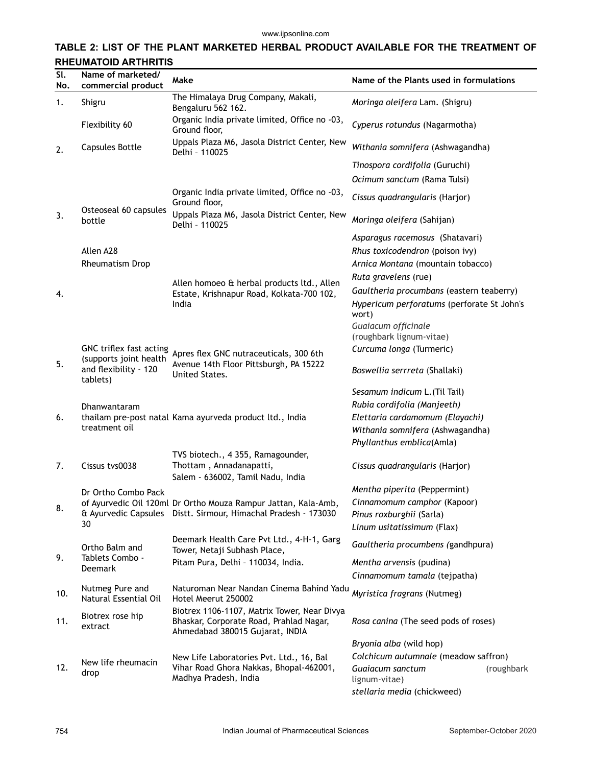**TABLE 2: LIST OF THE PLANT MARKETED HERBAL PRODUCT AVAILABLE FOR THE TREATMENT OF RHEUMATOID ARTHRITIS**

| Sl. No. | Name of marketed/ commercial product | Make | Name of the Plants used in formulations |
|---|---|---|---|
| 1. | Shigru | The Himalaya Drug Company, Makali, Bengaluru 562 162. | *Moringa oleifera* Lam. (Shigru) |
| 2. | Flexibility 60 Capsules Bottle | Organic India private limited, Office no -03, Ground floor, Uppals Plaza M6, Jasola District Center, New Delhi – 110025 | *Cyperus rotundus* (Nagarmotha) |
| | | | *Withania somnifera* (Ashwagandha) |
| | | | *Tinospora cordifolia* (Guruchi) |
| | | | *Ocimum sanctum* (Rama Tulsi) |
| 3. | Osteoseal 60 capsules bottle | Organic India private limited, Office no -03, Ground floor, Uppals Plaza M6, Jasola District Center, New Delhi – 110025 | *Cissus quadrangularis* (Harjor) |
| | | | *Moringa oleifera* (Sahijan) |
| | | | *Asparagus racemosus* (Shatavari) |
| 4. | Allen A28 Rheumatism Drop | Allen homoeo & herbal products ltd., Allen Estate, Krishnapur Road, Kolkata-700 102, India | *Rhus toxicodendron* (poison ivy) |
| | | | *Arnica Montana* (mountain tobacco) |
| | | | *Ruta gravelens* (rue) |
| | | | *Gaultheria procumbans* (eastern teaberry) |
| | | | *Hypericum perforatums* (perforate St John's wort) |
| | | | *Guaiacum officinale* (roughbark lignum-vitae) |
| 5. | GNC triflex fast acting (supports joint health and flexibility - 120 tablets) | Apres flex GNC nutraceuticals, 300 6th Avenue 14th Floor Pittsburgh, PA 15222 United States. | *Curcuma longa* (Turmeric) |
| | | | *Boswellia serrreta* (Shallaki) |
| 6. | Dhanwantaram thailam pre-post natal treatment oil | Kama ayurveda product ltd., India | *Sesamum indicum* L.(Til Tail) |
| | | | *Rubia cordifolia (Manjeeth)* |
| | | | *Elettaria cardamomum (Elayachi)* |
| | | | *Withania somnifera* (Ashwagandha) |
| | | | *Phyllanthus emblica*(Amla) |
| 7. | Cissus tvs0038 | TVS biotech., 4 355, Ramagounder, Thottam , Annadanapatti, Salem - 636002, Tamil Nadu, India | *Cissus quadrangularis* (Harjor) |
| 8. | Dr Ortho Combo Pack of Ayurvedic Oil 120ml & Ayurvedic Capsules 30 | Dr Ortho Mouza Rampur Jattan, Kala-Amb, Distt. Sirmour, Himachal Pradesh - 173030 | *Mentha piperita* (Peppermint) |
| | | | *Cinnamomum camphor* (Kapoor) |
| | | | *Pinus roxburghii* (Sarla) |
| | | | *Linum usitatissimum* (Flax) |
| 9. | Ortho Balm and Tablets Combo - Deemark | Deemark Health Care Pvt Ltd., 4-H-1, Garg Tower, Netaji Subhash Place, Pitam Pura, Delhi – 110034, India. | *Gaultheria procumbens (*gandhpura) |
| | | | *Mentha arvensis* (pudina) |
| | | | *Cinnamomum tamala* (tejpatha) |
| 10. | Nutmeg Pure and Natural Essential Oil | Naturoman Near Nandan Cinema Bahind Yadu Hotel Meerut 250002 | *Myristica fragrans* (Nutmeg) |
| 11. | Biotrex rose hip extract | Biotrex 1106-1107, Matrix Tower, Near Divya Bhaskar, Corporate Road, Prahlad Nagar, Ahmedabad 380015 Gujarat, INDIA | *Rosa canina* (The seed pods of roses) |
| 12. | New life rheumacin drop | New Life Laboratories Pvt. Ltd., 16, Bal Vihar Road Ghora Nakkas, Bhopal-462001, Madhya Pradesh, India | *Bryonia alba* (wild hop) |
| | | | *Colchicum autumnale* (meadow saffron) |
| | | | *Guaiacum sanctum* (roughbark lignum-vitae) |
| | | | *stellaria media* (chickweed) |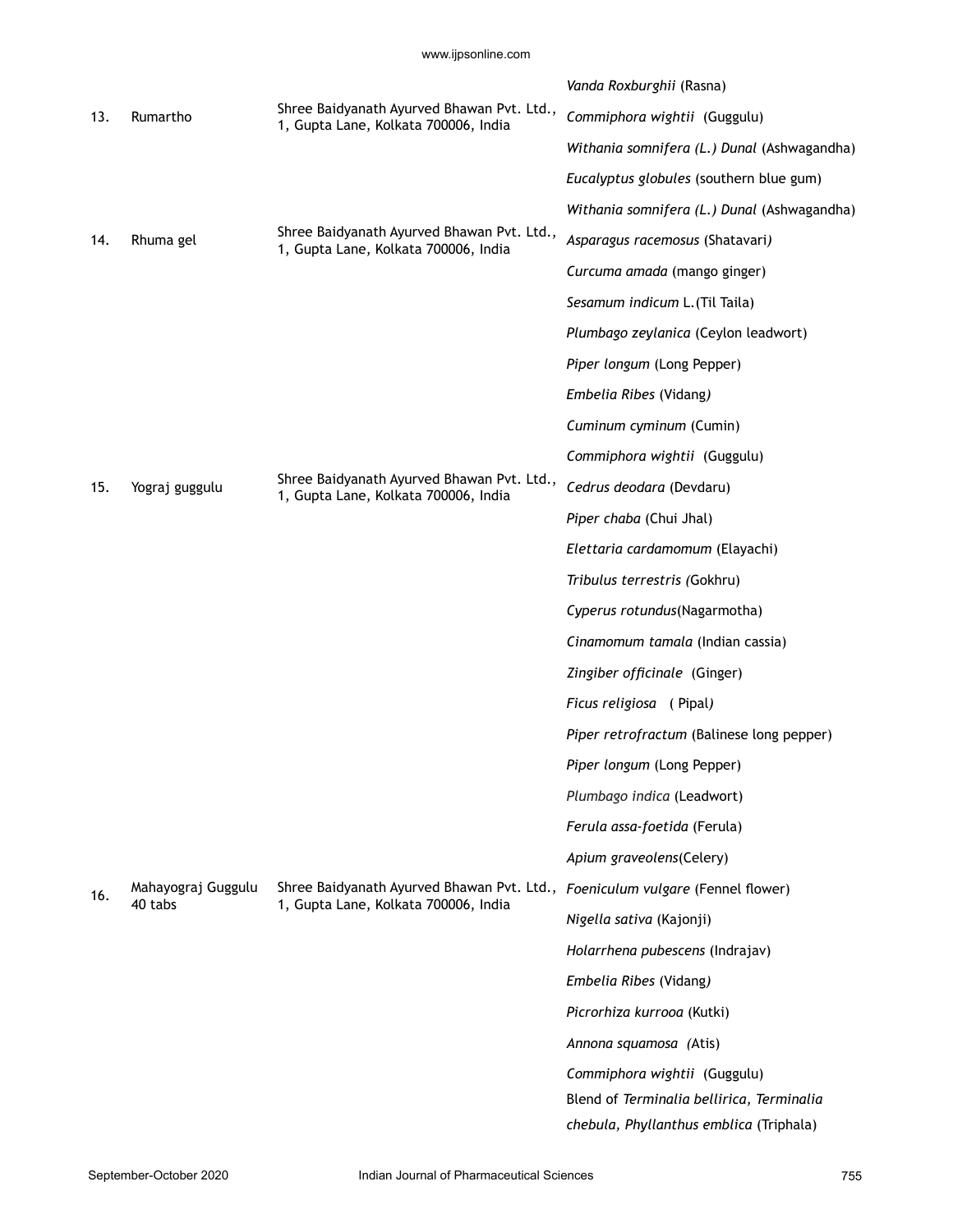| | | | |
|---|---|---|---|
| | | | *Vanda Roxburghii* (Rasna) |
| 13. | Rumartho | Shree Baidyanath Ayurved Bhawan Pvt. Ltd., 1, Gupta Lane, Kolkata 700006, India | *Commiphora wightii* (Guggulu) |
| | | | *Withania somnifera (L.) Dunal* (Ashwagandha) |
| | | | *Eucalyptus globules* (southern blue gum) |
| | | | *Withania somnifera (L.) Dunal* (Ashwagandha) |
| 14. | Rhuma gel | Shree Baidyanath Ayurved Bhawan Pvt. Ltd., 1, Gupta Lane, Kolkata 700006, India | *Asparagus racemosus* (Shatavari) |
| | | | *Curcuma amada* (mango ginger) |
| | | | *Sesamum indicum* L.(Til Taila) |
| | | | *Plumbago zeylanica* (Ceylon leadwort) |
| | | | *Piper longum* (Long Pepper) |
| | | | *Embelia Ribes* (Vidang) |
| | | | *Cuminum cyminum* (Cumin) |
| | | | *Commiphora wightii* (Guggulu) |
| 15. | Yograj guggulu | Shree Baidyanath Ayurved Bhawan Pvt. Ltd., 1, Gupta Lane, Kolkata 700006, India | *Cedrus deodara* (Devdaru) |
| | | | *Piper chaba* (Chui Jhal) |
| | | | *Elettaria cardamomum* (Elayachi) |
| | | | *Tribulus terrestris* (Gokhru) |
| | | | *Cyperus rotundus*(Nagarmotha) |
| | | | *Cinamomum tamala* (Indian cassia) |
| | | | *Zingiber officinale* (Ginger) |
| | | | *Ficus religiosa* ( Pipal) |
| | | | *Piper retrofractum* (Balinese long pepper) |
| | | | *Piper longum* (Long Pepper) |
| | | | *Plumbago indica* (Leadwort) |
| | | | *Ferula assa-foetida* (Ferula) |
| | | | *Apium graveolens*(Celery) |
| 16. | Mahayograj Guggulu 40 tabs | Shree Baidyanath Ayurved Bhawan Pvt. Ltd., 1, Gupta Lane, Kolkata 700006, India | *Foeniculum vulgare* (Fennel flower) |
| | | | *Nigella sativa* (Kajonji) |
| | | | *Holarrhena pubescens* (Indrajav) |
| | | | *Embelia Ribes* (Vidang) |
| | | | *Picrorhiza kurrooa* (Kutki) |
| | | | *Annona squamosa* (Atis) |
| | | | *Commiphora wightii* (Guggulu) |
| | | | Blend of *Terminalia bellirica, Terminalia chebula, Phyllanthus emblica* (Triphala) |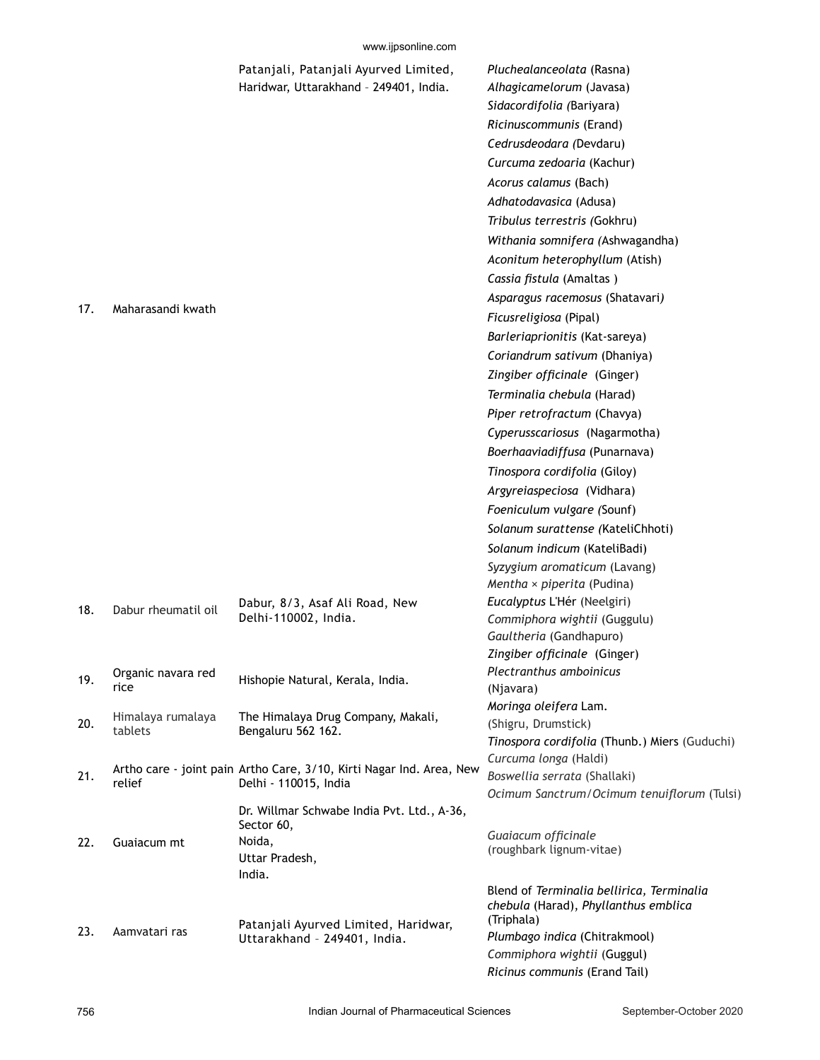| | | | |
|---|---|---|---|
| 17. | Maharasandi kwath | Patanjali, Patanjali Ayurved Limited, Haridwar, Uttarakhand – 249401, India. | *Pluchealanceolata* (Rasna)<br>*Alhagicamelorum* (Javasa)<br>*Sidacordifolia (*Bariyara)<br>*Ricinuscommunis* (Erand)<br>*Cedrusdeodara (*Devdaru)<br>*Curcuma zedoaria* (Kachur)<br>*Acorus calamus* (Bach)<br>*Adhatodavasica* (Adusa)<br>*Tribulus terrestris (*Gokhru)<br>*Withania somnifera (*Ashwagandha)<br>*Aconitum heterophyllum* (Atish)<br>*Cassia fistula* (Amaltas )<br>*Asparagus racemosus* (Shatavari*)*<br>*Ficusreligiosa* (Pipal)<br>*Barleriaprionitis* (Kat-sareya)<br>*Coriandrum sativum* (Dhaniya)<br>*Zingiber officinale* (Ginger)<br>*Terminalia chebula* (Harad)<br>*Piper retrofractum* (Chavya)<br>*Cyperusscariosus* (Nagarmotha)<br>*Boerhaaviadiffusa* (Punarnava)<br>*Tinospora cordifolia* (Giloy)<br>*Argyreiaspeciosa* (Vidhara)<br>*Foeniculum vulgare (*Sounf)<br>*Solanum surattense (*KateliChhoti)<br>*Solanum indicum* (KateliBadi) |
| 18. | Dabur rheumatil oil | Dabur, 8/3, Asaf Ali Road, New Delhi-110002, India. | *Syzygium aromaticum* (Lavang)<br>*Mentha × piperita* (Pudina)<br>*Eucalyptus* L'Hér (Neelgiri)<br>*Commiphora wightii* (Guggulu)<br>*Gaultheria* (Gandhapuro)<br>*Zingiber officinale* (Ginger) |
| 19. | Organic navara red rice | Hishopie Natural, Kerala, India. | *Plectranthus amboinicus*<br>(Njavara) |
| 20. | Himalaya rumalaya tablets | The Himalaya Drug Company, Makali, Bengaluru 562 162. | *Moringa oleifera* Lam.<br>(Shigru, Drumstick)<br>*Tinospora cordifolia* (Thunb.) Miers (Guduchi) |
| 21. | Artho care - joint pain relief | Artho Care, 3/10, Kirti Nagar Ind. Area, New Delhi - 110015, India | *Curcuma longa* (Haldi)<br>*Boswellia serrata* (Shallaki)<br>*Ocimum Sanctrum/Ocimum tenuiflorum* (Tulsi) |
| 22. | Guaiacum mt | Dr. Willmar Schwabe India Pvt. Ltd., A-36, Sector 60,<br>Noida,<br>Uttar Pradesh,<br>India. | *Guaiacum officinale*<br>(roughbark lignum-vitae) |
| 23. | Aamvatari ras | Patanjali Ayurved Limited, Haridwar, Uttarakhand – 249401, India. | Blend of *Terminalia bellirica, Terminalia chebula* (Harad), *Phyllanthus emblica* (Triphala)<br>*Plumbago indica* (Chitrakmool)<br>*Commiphora wightii* (Guggul)<br>*Ricinus communis* (Erand Tail) |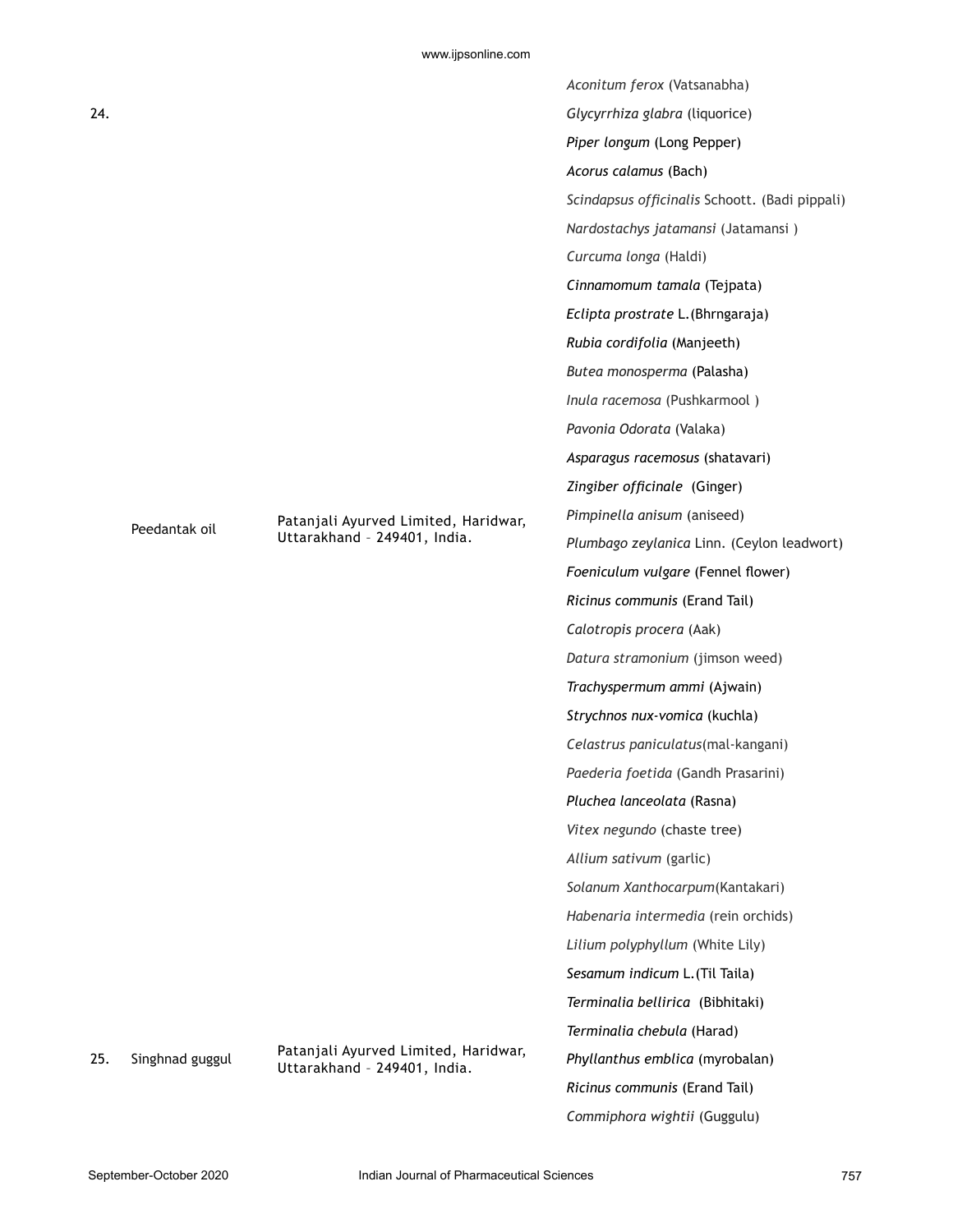| | | | |
|---|---|---|---|
| 24. | Peedantak oil | Patanjali Ayurved Limited, Haridwar, Uttarakhand – 249401, India. | *Aconitum ferox* (Vatsanabha) |
| | | | *Glycyrrhiza glabra* (liquorice) |
| | | | *Piper longum* (Long Pepper) |
| | | | *Acorus calamus* (Bach) |
| | | | *Scindapsus officinalis* Schoott. (Badi pippali) |
| | | | *Nardostachys jatamansi* (Jatamansi ) |
| | | | *Curcuma longa* (Haldi) |
| | | | *Cinnamomum tamala* (Tejpata) |
| | | | *Eclipta prostrate* L.(Bhrngaraja) |
| | | | *Rubia cordifolia* (Manjeeth) |
| | | | *Butea monosperma* (Palasha) |
| | | | *Inula racemosa* (Pushkarmool ) |
| | | | *Pavonia Odorata* (Valaka) |
| | | | *Asparagus racemosus* (shatavari) |
| | | | *Zingiber officinale* (Ginger) |
| | | | *Pimpinella anisum* (aniseed) |
| | | | *Plumbago zeylanica* Linn. (Ceylon leadwort) |
| | | | *Foeniculum vulgare* (Fennel flower) |
| | | | *Ricinus communis* (Erand Tail) |
| | | | *Calotropis procera* (Aak) |
| | | | *Datura stramonium* (jimson weed) |
| | | | *Trachyspermum ammi* (Ajwain) |
| | | | *Strychnos nux-vomica* (kuchla) |
| | | | *Celastrus paniculatus*(mal-kangani) |
| | | | *Paederia foetida* (Gandh Prasarini) |
| | | | *Pluchea lanceolata* (Rasna) |
| | | | *Vitex negundo* (chaste tree) |
| | | | *Allium sativum* (garlic) |
| | | | *Solanum Xanthocarpum*(Kantakari) |
| | | | *Habenaria intermedia* (rein orchids) |
| | | | *Lilium polyphyllum* (White Lily) |
| | | | *Sesamum indicum* L.(Til Taila) |
| 25. | Singhnad guggul | Patanjali Ayurved Limited, Haridwar, Uttarakhand – 249401, India. | *Terminalia bellirica* (Bibhitaki) |
| | | | *Terminalia chebula* (Harad) |
| | | | *Phyllanthus emblica* (myrobalan) |
| | | | *Ricinus communis* (Erand Tail) |
| | | | *Commiphora wightii* (Guggulu) |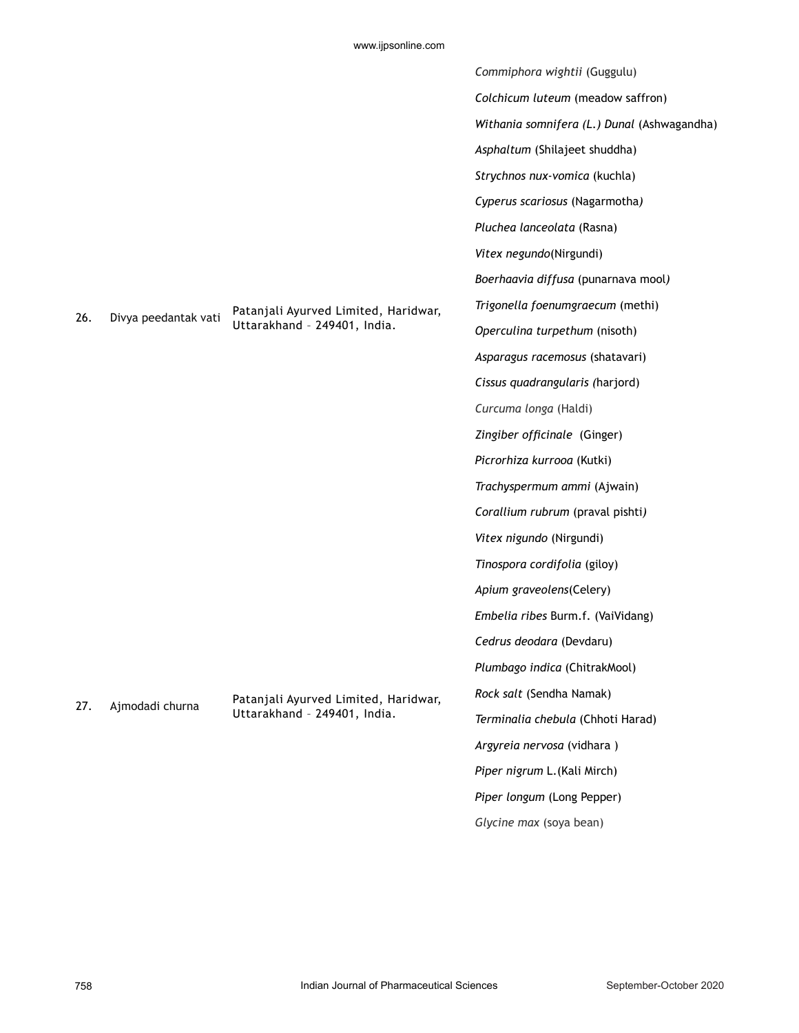| | | | |
|---|---|---|---|
| 26. | Divya peedantak vati | Patanjali Ayurved Limited, Haridwar, Uttarakhand – 249401, India. | *Commiphora wightii* (Guggulu) |
| | | | *Colchicum luteum* (meadow saffron) |
| | | | *Withania somnifera (L.) Dunal* (Ashwagandha) |
| | | | *Asphaltum* (Shilajeet shuddha) |
| | | | *Strychnos nux-vomica* (kuchla) |
| | | | *Cyperus scariosus* (Nagarmotha) |
| | | | *Pluchea lanceolata* (Rasna) |
| | | | *Vitex negundo*(Nirgundi) |
| | | | *Boerhaavia diffusa* (punarnava mool) |
| | | | *Trigonella foenumgraecum* (methi) |
| | | | *Operculina turpethum* (nisoth) |
| | | | *Asparagus racemosus* (shatavari) |
| | | | *Cissus quadrangularis (*harjord) |
| | | | *Curcuma longa* (Haldi) |
| | | | *Zingiber officinale* (Ginger) |
| | | | *Picrorhiza kurrooa* (Kutki) |
| 27. | Ajmodadi churna | Patanjali Ayurved Limited, Haridwar, Uttarakhand – 249401, India. | *Trachyspermum ammi* (Ajwain) |
| | | | *Corallium rubrum* (praval pishti) |
| | | | *Vitex nigundo* (Nirgundi) |
| | | | *Tinospora cordifolia* (giloy) |
| | | | *Apium graveolens*(Celery) |
| | | | *Embelia ribes* Burm.f. (VaiVidang) |
| | | | *Cedrus deodara* (Devdaru) |
| | | | *Plumbago indica* (ChitrakMool) |
| | | | *Rock salt* (Sendha Namak) |
| | | | *Terminalia chebula* (Chhoti Harad) |
| | | | *Argyreia nervosa* (vidhara ) |
| | | | *Piper nigrum* L.(Kali Mirch) |
| | | | *Piper longum* (Long Pepper) |
| | | | *Glycine max* (soya bean) |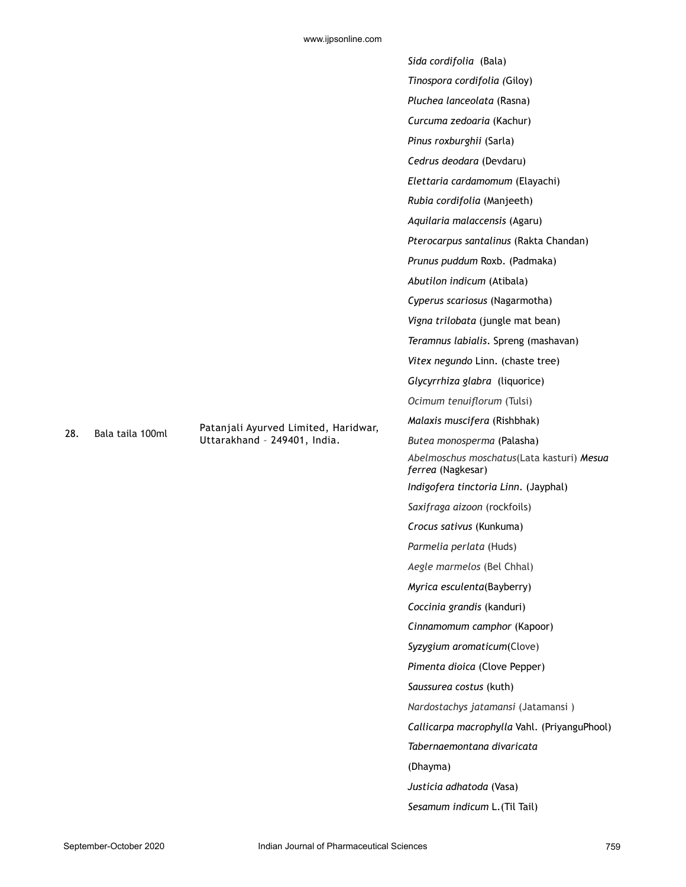| 28. | Bala taila 100ml | Patanjali Ayurved Limited, Haridwar, Uttarakhand – 249401, India. | *Sida cordifolia* (Bala)<br>*Tinospora cordifolia (*Giloy)<br>*Pluchea lanceolata* (Rasna)<br>*Curcuma zedoaria* (Kachur)<br>*Pinus roxburghii* (Sarla)<br>*Cedrus deodara* (Devdaru)<br>*Elettaria cardamomum* (Elayachi)<br>*Rubia cordifolia* (Manjeeth)<br>*Aquilaria malaccensis* (Agaru)<br>*Pterocarpus santalinus* (Rakta Chandan)<br>*Prunus puddum* Roxb. (Padmaka)<br>*Abutilon indicum* (Atibala)<br>*Cyperus scariosus* (Nagarmotha)<br>*Vigna trilobata* (jungle mat bean)<br>*Teramnus labialis*. Spreng (mashavan)<br>*Vitex negundo* Linn. (chaste tree)<br>*Glycyrrhiza glabra* (liquorice)<br>*Ocimum tenuiflorum* (Tulsi)<br>*Malaxis muscifera* (Rishbhak)<br>*Butea monosperma* (Palasha)<br>*Abelmoschus moschatus*(Lata kasturi) *Mesua ferrea* (Nagkesar)<br>*Indigofera tinctoria Linn*. (Jayphal)<br>*Saxifraga aizoon* (rockfoils)<br>*Crocus sativus* (Kunkuma)<br>*Parmelia perlata* (Huds)<br>*Aegle marmelos* (Bel Chhal)<br>*Myrica esculenta*(Bayberry)<br>*Coccinia grandis* (kanduri)<br>*Cinnamomum camphor* (Kapoor)<br>*Syzygium aromaticum*(Clove)<br>*Pimenta dioica* (Clove Pepper)<br>*Saussurea costus* (kuth)<br>*Nardostachys jatamansi* (Jatamansi )<br>*Callicarpa macrophylla* Vahl. (PriyanguPhool)<br>*Tabernaemontana divaricata*<br>(Dhayma)<br>*Justicia adhatoda* (Vasa)<br>*Sesamum indicum* L.(Til Tail) |
|---|---|---|---|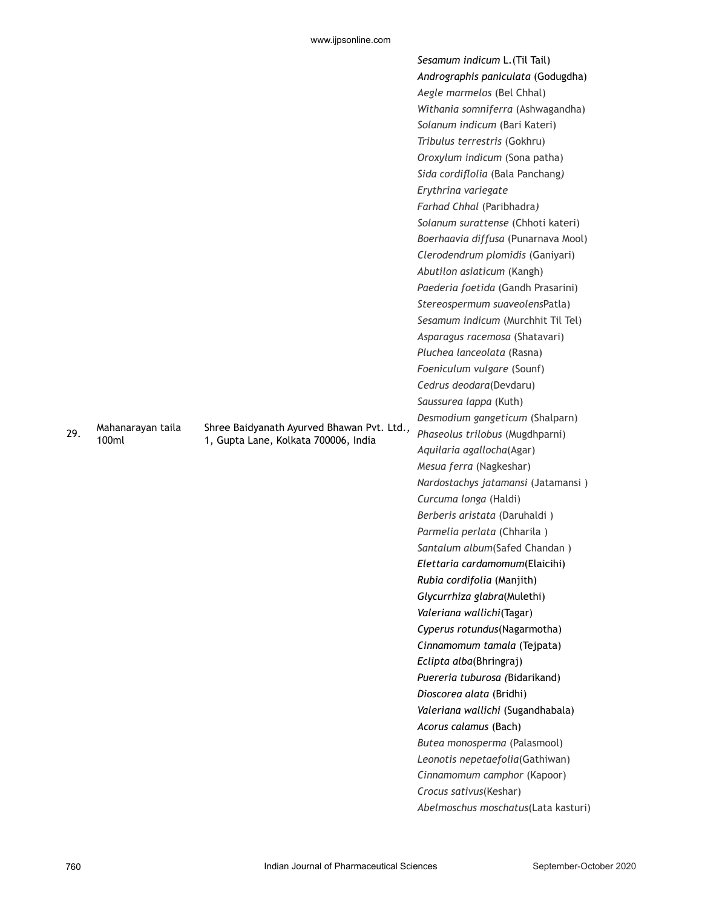| | | | |
|---|---|---|---|
| 29. | Mahanarayan taila 100ml | Shree Baidyanath Ayurved Bhawan Pvt. Ltd., 1, Gupta Lane, Kolkata 700006, India | *Sesamum indicum* L.(Til Tail)<br>*Andrographis paniculata* (Godugdha)<br>*Aegle marmelos* (Bel Chhal)<br>*Withania somniferra* (Ashwagandha)<br>*Solanum indicum* (Bari Kateri)<br>*Tribulus terrestris* (Gokhru)<br>*Oroxylum indicum* (Sona patha)<br>*Sida cordiflolia* (Bala Panchang)<br>*Erythrina variegate*<br>*Farhad Chhal* (Paribhadra)<br>*Solanum surattense* (Chhoti kateri)<br>*Boerhaavia diffusa* (Punarnava Mool)<br>*Clerodendrum plomidis* (Ganiyari)<br>*Abutilon asiaticum* (Kangh)<br>*Paederia foetida* (Gandh Prasarini)<br>*Stereospermum suaveolens*Patla)<br>*Sesamum indicum* (Murchhit Til Tel)<br>*Asparagus racemosa* (Shatavari)<br>*Pluchea lanceolata* (Rasna)<br>*Foeniculum vulgare* (Sounf)<br>*Cedrus deodara*(Devdaru)<br>*Saussurea lappa* (Kuth)<br>*Desmodium gangeticum* (Shalparn)<br>*Phaseolus trilobus* (Mugdhparni)<br>*Aquilaria agallocha*(Agar)<br>*Mesua ferra* (Nagkeshar)<br>*Nardostachys jatamansi* (Jatamansi )<br>*Curcuma longa* (Haldi)<br>*Berberis aristata* (Daruhaldi )<br>*Parmelia perlata* (Chharila )<br>*Santalum album*(Safed Chandan )<br>*Elettaria cardamomum*(Elaicihi)<br>*Rubia cordifolia* (Manjith)<br>*Glycurrhiza glabra*(Mulethi)<br>*Valeriana wallichi*(Tagar)<br>*Cyperus rotundus*(Nagarmotha)<br>*Cinnamomum tamala* (Tejpata)<br>*Eclipta alba*(Bhringraj)<br>*Puereria tuburosa (*Bidarikand)<br>*Dioscorea alata* (Bridhi)<br>*Valeriana wallichi* (Sugandhabala)<br>*Acorus calamus* (Bach)<br>*Butea monosperma* (Palasmool)<br>*Leonotis nepetaefolia*(Gathiwan)<br>*Cinnamomum camphor* (Kapoor)<br>*Crocus sativus*(Keshar)<br>*Abelmoschus moschatus*(Lata kasturi) |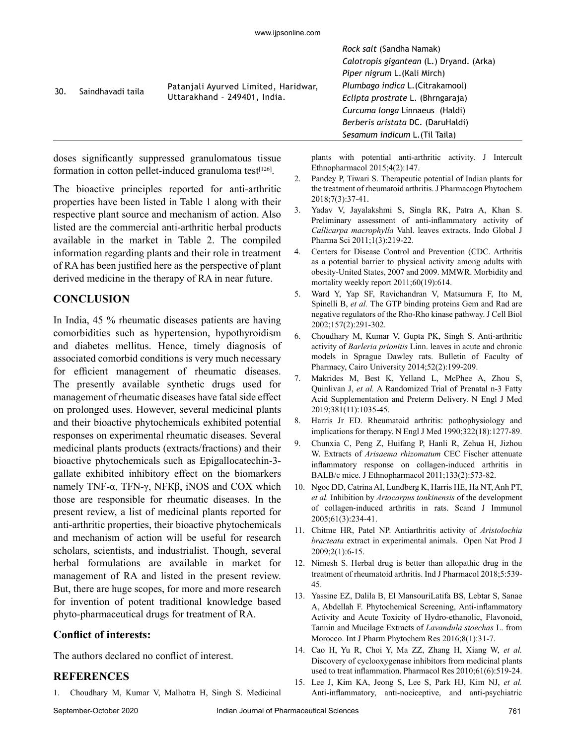| 30. | Saindhavadi taila | Patanjali Ayurved Limited, Haridwar, Uttarakhand – 249401, India. | *Rock salt* (Sandha Namak)<br>*Calotropis gigantean* (L.) Dryand. (Arka)<br>*Piper nigrum* L.(Kali Mirch)<br>*Plumbago indica* L.(Citrakamool)<br>*Eclipta prostrate* L. (Bhrngaraja)<br>*Curcuma longa* Linnaeus (Haldi)<br>*Berberis aristata* DC. (DaruHaldi)<br>*Sesamum indicum* L.(Til Taila) |
|---|---|---|---|

doses significantly suppressed granulomatous tissue formation in cotton pellet-induced granuloma test[126].

The bioactive principles reported for anti-arthritic properties have been listed in Table 1 along with their respective plant source and mechanism of action. Also listed are the commercial anti-arthritic herbal products available in the market in Table 2. The compiled information regarding plants and their role in treatment of RA has been justified here as the perspective of plant derived medicine in the therapy of RA in near future.

## CONCLUSION

In India, 45 % rheumatic diseases patients are having comorbidities such as hypertension, hypothyroidism and diabetes mellitus. Hence, timely diagnosis of associated comorbid conditions is very much necessary for efficient management of rheumatic diseases. The presently available synthetic drugs used for management of rheumatic diseases have fatal side effect on prolonged uses. However, several medicinal plants and their bioactive phytochemicals exhibited potential responses on experimental rheumatic diseases. Several medicinal plants products (extracts/fractions) and their bioactive phytochemicals such as Epigallocatechin-3-gallate exhibited inhibitory effect on the biomarkers namely TNF-α, TFN-γ, NFKβ, iNOS and COX which those are responsible for rheumatic diseases. In the present review, a list of medicinal plants reported for anti-arthritic properties, their bioactive phytochemicals and mechanism of action will be useful for research scholars, scientists, and industrialist. Though, several herbal formulations are available in market for management of RA and listed in the present review. But, there are huge scopes, for more and more research for invention of potent traditional knowledge based phyto-pharmaceutical drugs for treatment of RA.

### Conflict of interests:

The authors declared no conflict of interest.

## REFERENCES

1. Choudhary M, Kumar V, Malhotra H, Singh S. Medicinal plants with potential anti-arthritic activity. J Intercult Ethnopharmacol 2015;4(2):147.
2. Pandey P, Tiwari S. Therapeutic potential of Indian plants for the treatment of rheumatoid arthritis. J Pharmacogn Phytochem 2018;7(3):37-41.
3. Yadav V, Jayalakshmi S, Singla RK, Patra A, Khan S. Preliminary assessment of anti-inflammatory activity of *Callicarpa macrophylla* Vahl. leaves extracts. Indo Global J Pharma Sci 2011;1(3):219-22.
4. Centers for Disease Control and Prevention (CDC. Arthritis as a potential barrier to physical activity among adults with obesity-United States, 2007 and 2009. MMWR. Morbidity and mortality weekly report 2011;60(19):614.
5. Ward Y, Yap SF, Ravichandran V, Matsumura F, Ito M, Spinelli B, *et al.* The GTP binding proteins Gem and Rad are negative regulators of the Rho-Rho kinase pathway. J Cell Biol 2002;157(2):291-302.
6. Choudhary M, Kumar V, Gupta PK, Singh S. Anti-arthritic activity of *Barleria prionitis* Linn. leaves in acute and chronic models in Sprague Dawley rats. Bulletin of Faculty of Pharmacy, Cairo University 2014;52(2):199-209.
7. Makrides M, Best K, Yelland L, McPhee A, Zhou S, Quinlivan J, *et al.* A Randomized Trial of Prenatal n-3 Fatty Acid Supplementation and Preterm Delivery. N Engl J Med 2019;381(11):1035-45.
8. Harris Jr ED. Rheumatoid arthritis: pathophysiology and implications for therapy. N Engl J Med 1990;322(18):1277-89.
9. Chunxia C, Peng Z, Huifang P, Hanli R, Zehua H, Jizhou W. Extracts of *Arisaema rhizomatum* CEC Fischer attenuate inflammatory response on collagen-induced arthritis in BALB/c mice. J Ethnopharmacol 2011;133(2):573-82.
10. Ngoc DD, Catrina AI, Lundberg K, Harris HE, Ha NT, Anh PT, *et al.* Inhibition by *Artocarpus tonkinensis* of the development of collagen-induced arthritis in rats. Scand J Immunol 2005;61(3):234-41.
11. Chitme HR, Patel NP. Antiarthritis activity of *Aristolochia bracteata* extract in experimental animals. Open Nat Prod J 2009;2(1):6-15.
12. Nimesh S. Herbal drug is better than allopathic drug in the treatment of rheumatoid arthritis. Ind J Pharmacol 2018;5:539-45.
13. Yassine EZ, Dalila B, El MansouriLatifa BS, Lebtar S, Sanae A, Abdellah F. Phytochemical Screening, Anti-inflammatory Activity and Acute Toxicity of Hydro-ethanolic, Flavonoid, Tannin and Mucilage Extracts of *Lavandula stoechas* L. from Morocco. Int J Pharm Phytochem Res 2016;8(1):31-7.
14. Cao H, Yu R, Choi Y, Ma ZZ, Zhang H, Xiang W, *et al.* Discovery of cyclooxygenase inhibitors from medicinal plants used to treat inflammation. Pharmacol Res 2010;61(6):519-24.
15. Lee J, Kim KA, Jeong S, Lee S, Park HJ, Kim NJ, *et al.* Anti-inflammatory, anti-nociceptive, and anti-psychiatric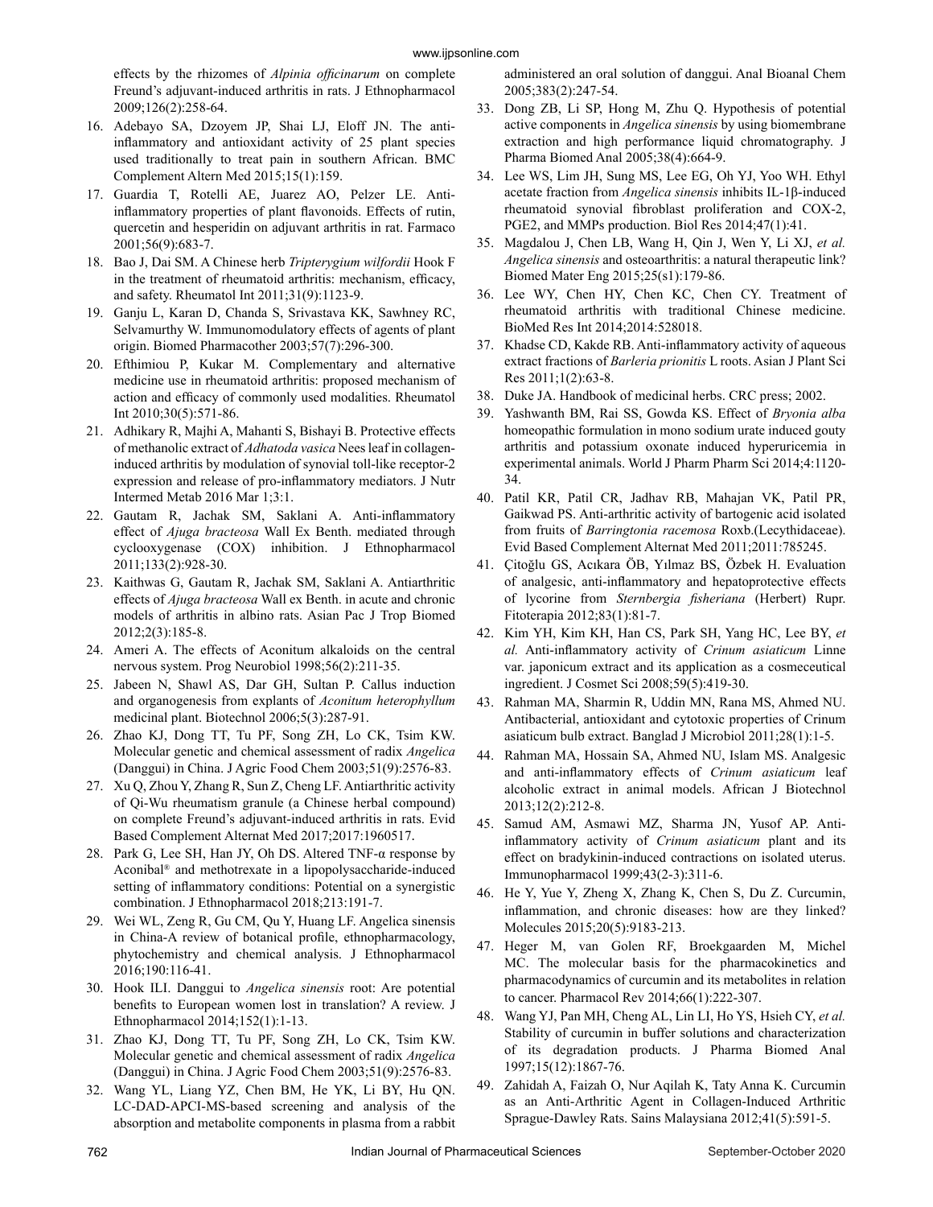effects by the rhizomes of *Alpinia officinarum* on complete Freund's adjuvant-induced arthritis in rats. J Ethnopharmacol 2009;126(2):258-64.

16. Adebayo SA, Dzoyem JP, Shai LJ, Eloff JN. The anti-inflammatory and antioxidant activity of 25 plant species used traditionally to treat pain in southern African. BMC Complement Altern Med 2015;15(1):159.
17. Guardia T, Rotelli AE, Juarez AO, Pelzer LE. Anti-inflammatory properties of plant flavonoids. Effects of rutin, quercetin and hesperidin on adjuvant arthritis in rat. Farmaco 2001;56(9):683-7.
18. Bao J, Dai SM. A Chinese herb *Tripterygium wilfordii* Hook F in the treatment of rheumatoid arthritis: mechanism, efficacy, and safety. Rheumatol Int 2011;31(9):1123-9.
19. Ganju L, Karan D, Chanda S, Srivastava KK, Sawhney RC, Selvamurthy W. Immunomodulatory effects of agents of plant origin. Biomed Pharmacother 2003;57(7):296-300.
20. Efthimiou P, Kukar M. Complementary and alternative medicine use in rheumatoid arthritis: proposed mechanism of action and efficacy of commonly used modalities. Rheumatol Int 2010;30(5):571-86.
21. Adhikary R, Majhi A, Mahanti S, Bishayi B. Protective effects of methanolic extract of *Adhatoda vasica* Nees leaf in collagen-induced arthritis by modulation of synovial toll-like receptor-2 expression and release of pro-inflammatory mediators. J Nutr Intermed Metab 2016 Mar 1;3:1.
22. Gautam R, Jachak SM, Saklani A. Anti-inflammatory effect of *Ajuga bracteosa* Wall Ex Benth. mediated through cyclooxygenase (COX) inhibition. J Ethnopharmacol 2011;133(2):928-30.
23. Kaithwas G, Gautam R, Jachak SM, Saklani A. Antiarthritic effects of *Ajuga bracteosa* Wall ex Benth. in acute and chronic models of arthritis in albino rats. Asian Pac J Trop Biomed 2012;2(3):185-8.
24. Ameri A. The effects of Aconitum alkaloids on the central nervous system. Prog Neurobiol 1998;56(2):211-35.
25. Jabeen N, Shawl AS, Dar GH, Sultan P. Callus induction and organogenesis from explants of *Aconitum heterophyllum* medicinal plant. Biotechnol 2006;5(3):287-91.
26. Zhao KJ, Dong TT, Tu PF, Song ZH, Lo CK, Tsim KW. Molecular genetic and chemical assessment of radix *Angelica* (Danggui) in China. J Agric Food Chem 2003;51(9):2576-83.
27. Xu Q, Zhou Y, Zhang R, Sun Z, Cheng LF. Antiarthritic activity of Qi-Wu rheumatism granule (a Chinese herbal compound) on complete Freund's adjuvant-induced arthritis in rats. Evid Based Complement Alternat Med 2017;2017:1960517.
28. Park G, Lee SH, Han JY, Oh DS. Altered TNF-α response by Aconibal® and methotrexate in a lipopolysaccharide-induced setting of inflammatory conditions: Potential on a synergistic combination. J Ethnopharmacol 2018;213:191-7.
29. Wei WL, Zeng R, Gu CM, Qu Y, Huang LF. Angelica sinensis in China-A review of botanical profile, ethnopharmacology, phytochemistry and chemical analysis. J Ethnopharmacol 2016;190:116-41.
30. Hook ILI. Danggui to *Angelica sinensis* root: Are potential benefits to European women lost in translation? A review. J Ethnopharmacol 2014;152(1):1-13.
31. Zhao KJ, Dong TT, Tu PF, Song ZH, Lo CK, Tsim KW. Molecular genetic and chemical assessment of radix *Angelica* (Danggui) in China. J Agric Food Chem 2003;51(9):2576-83.
32. Wang YL, Liang YZ, Chen BM, He YK, Li BY, Hu QN. LC-DAD-APCI-MS-based screening and analysis of the absorption and metabolite components in plasma from a rabbit administered an oral solution of danggui. Anal Bioanal Chem 2005;383(2):247-54.
33. Dong ZB, Li SP, Hong M, Zhu Q. Hypothesis of potential active components in *Angelica sinensis* by using biomembrane extraction and high performance liquid chromatography. J Pharma Biomed Anal 2005;38(4):664-9.
34. Lee WS, Lim JH, Sung MS, Lee EG, Oh YJ, Yoo WH. Ethyl acetate fraction from *Angelica sinensis* inhibits IL-1β-induced rheumatoid synovial fibroblast proliferation and COX-2, PGE2, and MMPs production. Biol Res 2014;47(1):41.
35. Magdalou J, Chen LB, Wang H, Qin J, Wen Y, Li XJ, *et al.* *Angelica sinensis* and osteoarthritis: a natural therapeutic link? Biomed Mater Eng 2015;25(s1):179-86.
36. Lee WY, Chen HY, Chen KC, Chen CY. Treatment of rheumatoid arthritis with traditional Chinese medicine. BioMed Res Int 2014;2014:528018.
37. Khadse CD, Kakde RB. Anti-inflammatory activity of aqueous extract fractions of *Barleria prionitis* L roots. Asian J Plant Sci Res 2011;1(2):63-8.
38. Duke JA. Handbook of medicinal herbs. CRC press; 2002.
39. Yashwanth BM, Rai SS, Gowda KS. Effect of *Bryonia alba* homeopathic formulation in mono sodium urate induced gouty arthritis and potassium oxonate induced hyperuricemia in experimental animals. World J Pharm Pharm Sci 2014;4:1120-34.
40. Patil KR, Patil CR, Jadhav RB, Mahajan VK, Patil PR, Gaikwad PS. Anti-arthritic activity of bartogenic acid isolated from fruits of *Barringtonia racemosa* Roxb.(Lecythidaceae). Evid Based Complement Alternat Med 2011;2011:785245.
41. Çitoğlu GS, Acıkara ÖB, Yılmaz BS, Özbek H. Evaluation of analgesic, anti-inflammatory and hepatoprotective effects of lycorine from *Sternbergia fisheriana* (Herbert) Rupr. Fitoterapia 2012;83(1):81-7.
42. Kim YH, Kim KH, Han CS, Park SH, Yang HC, Lee BY, *et al.* Anti-inflammatory activity of *Crinum asiaticum* Linne var. japonicum extract and its application as a cosmeceutical ingredient. J Cosmet Sci 2008;59(5):419-30.
43. Rahman MA, Sharmin R, Uddin MN, Rana MS, Ahmed NU. Antibacterial, antioxidant and cytotoxic properties of Crinum asiaticum bulb extract. Banglad J Microbiol 2011;28(1):1-5.
44. Rahman MA, Hossain SA, Ahmed NU, Islam MS. Analgesic and anti-inflammatory effects of *Crinum asiaticum* leaf alcoholic extract in animal models. African J Biotechnol 2013;12(2):212-8.
45. Samud AM, Asmawi MZ, Sharma JN, Yusof AP. Anti-inflammatory activity of *Crinum asiaticum* plant and its effect on bradykinin-induced contractions on isolated uterus. Immunopharmacol 1999;43(2-3):311-6.
46. He Y, Yue Y, Zheng X, Zhang K, Chen S, Du Z. Curcumin, inflammation, and chronic diseases: how are they linked? Molecules 2015;20(5):9183-213.
47. Heger M, van Golen RF, Broekgaarden M, Michel MC. The molecular basis for the pharmacokinetics and pharmacodynamics of curcumin and its metabolites in relation to cancer. Pharmacol Rev 2014;66(1):222-307.
48. Wang YJ, Pan MH, Cheng AL, Lin LI, Ho YS, Hsieh CY, *et al.* Stability of curcumin in buffer solutions and characterization of its degradation products. J Pharma Biomed Anal 1997;15(12):1867-76.
49. Zahidah A, Faizah O, Nur Aqilah K, Taty Anna K. Curcumin as an Anti-Arthritic Agent in Collagen-Induced Arthritic Sprague-Dawley Rats. Sains Malaysiana 2012;41(5):591-5.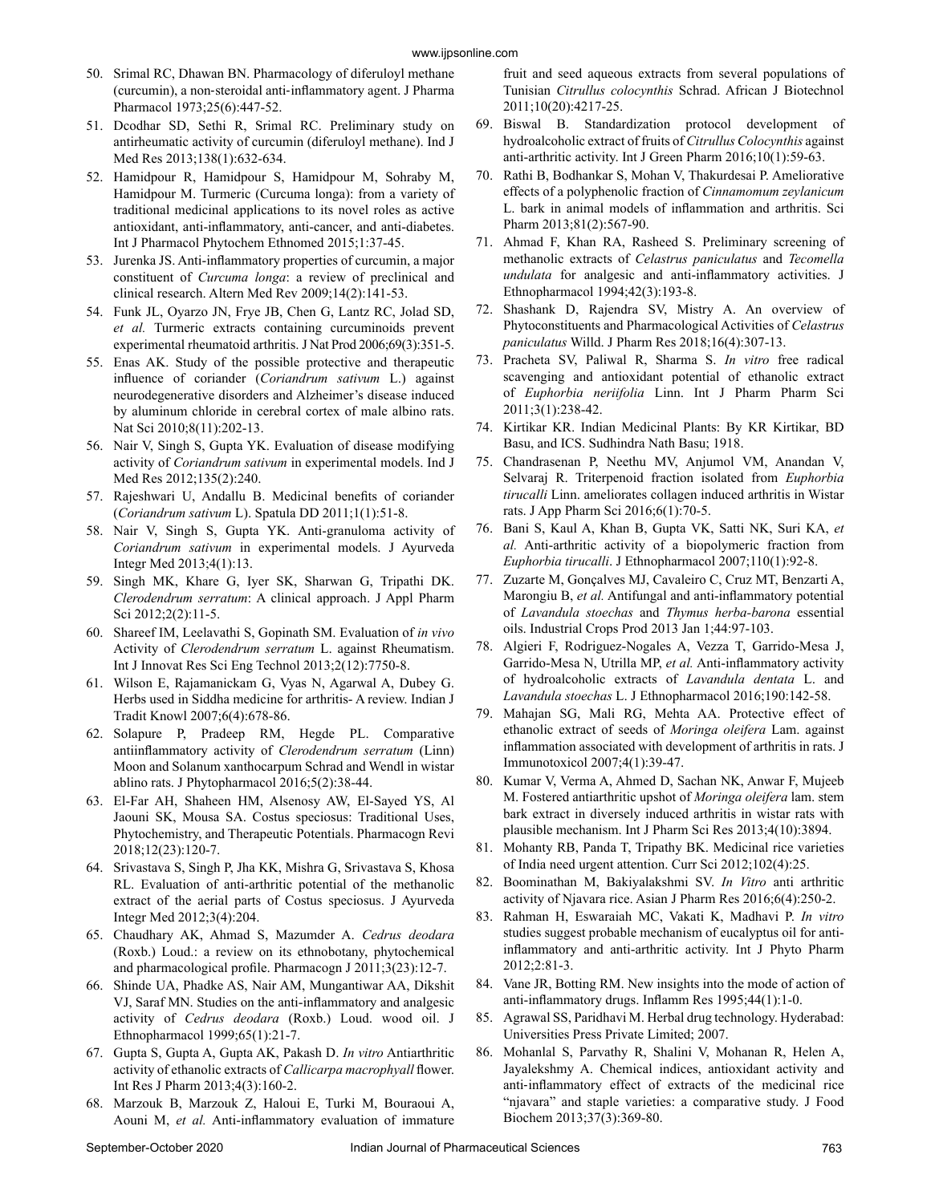50. Srimal RC, Dhawan BN. Pharmacology of diferuloyl methane (curcumin), a non-steroidal anti-inflammatory agent. J Pharma Pharmacol 1973;25(6):447-52.
51. Dcodhar SD, Sethi R, Srimal RC. Preliminary study on antirheumatic activity of curcumin (diferuloyl methane). Ind J Med Res 2013;138(1):632-634.
52. Hamidpour R, Hamidpour S, Hamidpour M, Sohraby M, Hamidpour M. Turmeric (Curcuma longa): from a variety of traditional medicinal applications to its novel roles as active antioxidant, anti-inflammatory, anti-cancer, and anti-diabetes. Int J Pharmacol Phytochem Ethnomed 2015;1:37-45.
53. Jurenka JS. Anti-inflammatory properties of curcumin, a major constituent of *Curcuma longa*: a review of preclinical and clinical research. Altern Med Rev 2009;14(2):141-53.
54. Funk JL, Oyarzo JN, Frye JB, Chen G, Lantz RC, Jolad SD, *et al.* Turmeric extracts containing curcuminoids prevent experimental rheumatoid arthritis. J Nat Prod 2006;69(3):351-5.
55. Enas AK. Study of the possible protective and therapeutic influence of coriander (*Coriandrum sativum* L.) against neurodegenerative disorders and Alzheimer's disease induced by aluminum chloride in cerebral cortex of male albino rats. Nat Sci 2010;8(11):202-13.
56. Nair V, Singh S, Gupta YK. Evaluation of disease modifying activity of *Coriandrum sativum* in experimental models. Ind J Med Res 2012;135(2):240.
57. Rajeshwari U, Andallu B. Medicinal benefits of coriander (*Coriandrum sativum* L). Spatula DD 2011;1(1):51-8.
58. Nair V, Singh S, Gupta YK. Anti-granuloma activity of *Coriandrum sativum* in experimental models. J Ayurveda Integr Med 2013;4(1):13.
59. Singh MK, Khare G, Iyer SK, Sharwan G, Tripathi DK. *Clerodendrum serratum*: A clinical approach. J Appl Pharm Sci 2012;2(2):11-5.
60. Shareef IM, Leelavathi S, Gopinath SM. Evaluation of *in vivo* Activity of *Clerodendrum serratum* L. against Rheumatism. Int J Innovat Res Sci Eng Technol 2013;2(12):7750-8.
61. Wilson E, Rajamanickam G, Vyas N, Agarwal A, Dubey G. Herbs used in Siddha medicine for arthritis- A review. Indian J Tradit Knowl 2007;6(4):678-86.
62. Solapure P, Pradeep RM, Hegde PL. Comparative antiinflammatory activity of *Clerodendrum serratum* (Linn) Moon and Solanum xanthocarpum Schrad and Wendl in wistar ablino rats. J Phytopharmacol 2016;5(2):38-44.
63. El-Far AH, Shaheen HM, Alsenosy AW, El-Sayed YS, Al Jaouni SK, Mousa SA. Costus speciosus: Traditional Uses, Phytochemistry, and Therapeutic Potentials. Pharmacogn Revi 2018;12(23):120-7.
64. Srivastava S, Singh P, Jha KK, Mishra G, Srivastava S, Khosa RL. Evaluation of anti-arthritic potential of the methanolic extract of the aerial parts of Costus speciosus. J Ayurveda Integr Med 2012;3(4):204.
65. Chaudhary AK, Ahmad S, Mazumder A. *Cedrus deodara* (Roxb.) Loud.: a review on its ethnobotany, phytochemical and pharmacological profile. Pharmacogn J 2011;3(23):12-7.
66. Shinde UA, Phadke AS, Nair AM, Mungantiwar AA, Dikshit VJ, Saraf MN. Studies on the anti-inflammatory and analgesic activity of *Cedrus deodara* (Roxb.) Loud. wood oil. J Ethnopharmacol 1999;65(1):21-7.
67. Gupta S, Gupta A, Gupta AK, Pakash D. *In vitro* Antiarthritic activity of ethanolic extracts of *Callicarpa macrophyall* flower. Int Res J Pharm 2013;4(3):160-2.
68. Marzouk B, Marzouk Z, Haloui E, Turki M, Bouraoui A, Aouni M, *et al.* Anti-inflammatory evaluation of immature fruit and seed aqueous extracts from several populations of Tunisian *Citrullus colocynthis* Schrad. African J Biotechnol 2011;10(20):4217-25.
69. Biswal B. Standardization protocol development of hydroalcoholic extract of fruits of *Citrullus Colocynthis* against anti-arthritic activity. Int J Green Pharm 2016;10(1):59-63.
70. Rathi B, Bodhankar S, Mohan V, Thakurdesai P. Ameliorative effects of a polyphenolic fraction of *Cinnamomum zeylanicum* L. bark in animal models of inflammation and arthritis. Sci Pharm 2013;81(2):567-90.
71. Ahmad F, Khan RA, Rasheed S. Preliminary screening of methanolic extracts of *Celastrus paniculatus* and *Tecomella undulata* for analgesic and anti-inflammatory activities. J Ethnopharmacol 1994;42(3):193-8.
72. Shashank D, Rajendra SV, Mistry A. An overview of Phytoconstituents and Pharmacological Activities of *Celastrus paniculatus* Willd. J Pharm Res 2018;16(4):307-13.
73. Pracheta SV, Paliwal R, Sharma S. *In vitro* free radical scavenging and antioxidant potential of ethanolic extract of *Euphorbia neriifolia* Linn. Int J Pharm Pharm Sci 2011;3(1):238-42.
74. Kirtikar KR. Indian Medicinal Plants: By KR Kirtikar, BD Basu, and ICS. Sudhindra Nath Basu; 1918.
75. Chandrasenan P, Neethu MV, Anjumol VM, Anandan V, Selvaraj R. Triterpenoid fraction isolated from *Euphorbia tirucalli* Linn. ameliorates collagen induced arthritis in Wistar rats. J App Pharm Sci 2016;6(1):70-5.
76. Bani S, Kaul A, Khan B, Gupta VK, Satti NK, Suri KA, *et al.* Anti-arthritic activity of a biopolymeric fraction from *Euphorbia tirucalli*. J Ethnopharmacol 2007;110(1):92-8.
77. Zuzarte M, Gonçalves MJ, Cavaleiro C, Cruz MT, Benzarti A, Marongiu B, *et al.* Antifungal and anti-inflammatory potential of *Lavandula stoechas* and *Thymus herba-barona* essential oils. Industrial Crops Prod 2013 Jan 1;44:97-103.
78. Algieri F, Rodriguez-Nogales A, Vezza T, Garrido-Mesa J, Garrido-Mesa N, Utrilla MP, *et al.* Anti-inflammatory activity of hydroalcoholic extracts of *Lavandula dentata* L. and *Lavandula stoechas* L. J Ethnopharmacol 2016;190:142-58.
79. Mahajan SG, Mali RG, Mehta AA. Protective effect of ethanolic extract of seeds of *Moringa oleifera* Lam. against inflammation associated with development of arthritis in rats. J Immunotoxicol 2007;4(1):39-47.
80. Kumar V, Verma A, Ahmed D, Sachan NK, Anwar F, Mujeeb M. Fostered antiarthritic upshot of *Moringa oleifera* lam. stem bark extract in diversely induced arthritis in wistar rats with plausible mechanism. Int J Pharm Sci Res 2013;4(10):3894.
81. Mohanty RB, Panda T, Tripathy BK. Medicinal rice varieties of India need urgent attention. Curr Sci 2012;102(4):25.
82. Boominathan M, Bakiyalakshmi SV. *In Vitro* anti arthritic activity of Njavara rice. Asian J Pharm Res 2016;6(4):250-2.
83. Rahman H, Eswaraiah MC, Vakati K, Madhavi P. *In vitro* studies suggest probable mechanism of eucalyptus oil for anti-inflammatory and anti-arthritic activity. Int J Phyto Pharm 2012;2:81-3.
84. Vane JR, Botting RM. New insights into the mode of action of anti-inflammatory drugs. Inflamm Res 1995;44(1):1-0.
85. Agrawal SS, Paridhavi M. Herbal drug technology. Hyderabad: Universities Press Private Limited; 2007.
86. Mohanlal S, Parvathy R, Shalini V, Mohanan R, Helen A, Jayalekshmy A. Chemical indices, antioxidant activity and anti-inflammatory effect of extracts of the medicinal rice "njavara" and staple varieties: a comparative study. J Food Biochem 2013;37(3):369-80.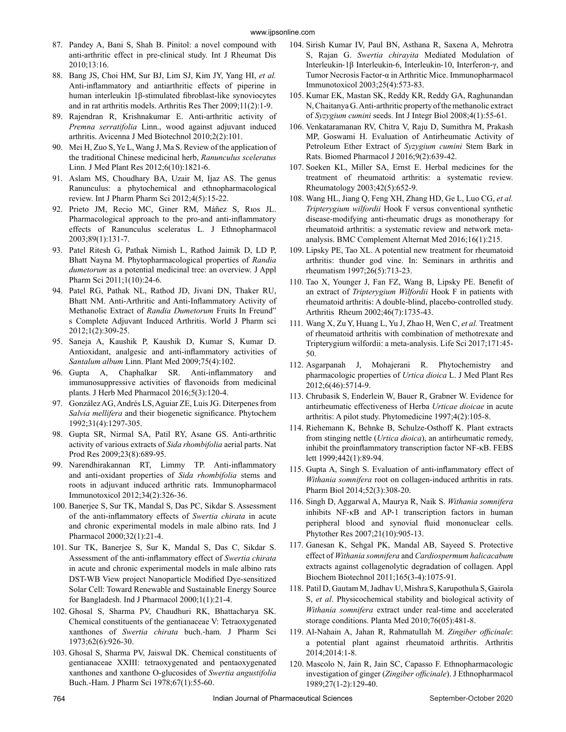87. Pandey A, Bani S, Shah B. Pinitol: a novel compound with anti-arthritic effect in pre-clinical study. Int J Rheumat Dis 2010;13:16.
88. Bang JS, Choi HM, Sur BJ, Lim SJ, Kim JY, Yang HI, *et al.* Anti-inflammatory and antiarthritic effects of piperine in human interleukin 1β-stimulated fibroblast-like synoviocytes and in rat arthritis models. Arthritis Res Ther 2009;11(2):1-9.
89. Rajendran R, Krishnakumar E. Anti-arthritic activity of *Premna serratifolia* Linn., wood against adjuvant induced arthritis. Avicenna J Med Biotechnol 2010;2(2):101.
90. Mei H, Zuo S, Ye L, Wang J, Ma S. Review of the application of the traditional Chinese medicinal herb, *Ranunculus sceleratus* Linn. J Med Plant Res 2012;6(10):1821-6.
91. Aslam MS, Choudhary BA, Uzair M, Ijaz AS. The genus Ranunculus: a phytochemical and ethnopharmacological review. Int J Pharm Pharm Sci 2012;4(5):15-22.
92. Prieto JM, Recio MC, Giner RM, Máñez S, Rıos JL. Pharmacological approach to the pro-and anti-inflammatory effects of Ranunculus sceleratus L. J Ethnopharmacol 2003;89(1):131-7.
93. Patel Ritesh G, Pathak Nimish L, Rathod Jaimik D, LD P, Bhatt Nayna M. Phytopharmacological properties of *Randia dumetorum* as a potential medicinal tree: an overview. J Appl Pharm Sci 2011;1(10):24-6.
94. Patel RG, Pathak NL, Rathod JD, Jivani DN, Thaker RU, Bhatt NM. Anti-Arthritic and Anti-Inflammatory Activity of Methanolic Extract of *Randia Dumetorum* Fruits In Freund" s Complete Adjuvant Induced Arthritis. World J Pharm sci 2012;1(2):309-25.
95. Saneja A, Kaushik P, Kaushik D, Kumar S, Kumar D. Antioxidant, analgesic and anti-inflammatory activities of *Santalum album* Linn. Plant Med 2009;75(4):102.
96. Gupta A, Chaphalkar SR. Anti-inflammatory and immunosuppressive activities of flavonoids from medicinal plants. J Herb Med Pharmacol 2016;5(3):120-4.
97. González AG, Andrés LS, Aguiar ZE, Luis JG. Diterpenes from *Salvia mellifera* and their biogenetic significance. Phytochem 1992;31(4):1297-305.
98. Gupta SR, Nirmal SA, Patil RY, Asane GS. Anti-arthritic activity of various extracts of *Sida rhombifolia* aerial parts. Nat Prod Res 2009;23(8):689-95.
99. Narendhirakannan RT, Limmy TP. Anti-inflammatory and anti-oxidant properties of *Sida rhombifolia* stems and roots in adjuvant induced arthritic rats. Immunopharmacol Immunotoxicol 2012;34(2):326-36.
100. Banerjee S, Sur TK, Mandal S, Das PC, Sikdar S. Assessment of the anti-inflammatory effects of *Swertia chirata* in acute and chronic experimental models in male albino rats. Ind J Pharmacol 2000;32(1):21-4.
101. Sur TK, Banerjee S, Sur K, Mandal S, Das C, Sikdar S. Assessment of the anti-inflammatory effect of *Swertia chirata* in acute and chronic experimental models in male albino rats DST-WB View project Nanoparticle Modified Dye-sensitized Solar Cell: Toward Renewable and Sustainable Energy Source for Bangladesh. Ind J Pharmacol 2000;1(1):21-4.
102. Ghosal S, Sharma PV, Chaudhuri RK, Bhattacharya SK. Chemical constituents of the gentianaceae V: Tetraoxygenated xanthones of *Swertia chirata* buch.-ham. J Pharm Sci 1973;62(6):926-30.
103. Ghosal S, Sharma PV, Jaiswal DK. Chemical constituents of gentianaceae XXIII: tetraoxygenated and pentaoxygenated xanthones and xanthone O-glucosides of *Swertia angustifolia* Buch.-Ham. J Pharm Sci 1978;67(1):55-60.
104. Sirish Kumar IV, Paul BN, Asthana R, Saxena A, Mehrotra S, Rajan G. *Swertia chirayita* Mediated Modulation of Interleukin-1β Interleukin-6, Interleukin-10, Interferon-γ, and Tumor Necrosis Factor-α in Arthritic Mice. Immunopharmacol Immunotoxicol 2003;25(4):573-83.
105. Kumar EK, Mastan SK, Reddy KR, Reddy GA, Raghunandan N, Chaitanya G. Anti-arthritic property of the methanolic extract of *Syzygium cumini* seeds. Int J Integr Biol 2008;4(1):55-61.
106. Venkataramanan RV, Chitra V, Raju D, Sumithra M, Prakash MP, Goswami H. Evaluation of Antirheumatic Activity of Petroleum Ether Extract of *Syzygium cumini* Stem Bark in Rats. Biomed Pharmacol J 2016;9(2):639-42.
107. Soeken KL, Miller SA, Ernst E. Herbal medicines for the treatment of rheumatoid arthritis: a systematic review. Rheumatology 2003;42(5):652-9.
108. Wang HL, Jiang Q, Feng XH, Zhang HD, Ge L, Luo CG, *et al. Tripterygium wilfordii* Hook F versus conventional synthetic disease-modifying anti-rheumatic drugs as monotherapy for rheumatoid arthritis: a systematic review and network meta-analysis. BMC Complement Alternat Med 2016;16(1):215.
109. Lipsky PE, Tao XL. A potential new treatment for rheumatoid arthritis: thunder god vine. In: Seminars in arthritis and rheumatism 1997;26(5):713-23.
110. Tao X, Younger J, Fan FZ, Wang B, Lipsky PE. Benefit of an extract of *Tripterygium Wilfordii* Hook F in patients with rheumatoid arthritis: A double‐blind, placebo‐controlled study. Arthritis Rheum 2002;46(7):1735-43.
111. Wang X, Zu Y, Huang L, Yu J, Zhao H, Wen C, *et al.* Treatment of rheumatoid arthritis with combination of methotrexate and Tripterygium wilfordii: a meta-analysis. Life Sci 2017;171:45-50.
112. Asgarpanah J, Mohajerani R. Phytochemistry and pharmacologic properties of *Urtica dioica* L. J Med Plant Res 2012;6(46):5714-9.
113. Chrubasik S, Enderlein W, Bauer R, Grabner W. Evidence for antirheumatic effectiveness of Herba *Urticae dioicae* in acute arthritis: A pilot study. Phytomedicine 1997;4(2):105-8.
114. Riehemann K, Behnke B, Schulze‐Osthoff K. Plant extracts from stinging nettle (*Urtica dioica*), an antirheumatic remedy, inhibit the proinflammatory transcription factor NF‐κB. FEBS lett 1999;442(1):89-94.
115. Gupta A, Singh S. Evaluation of anti-inflammatory effect of *Withania somnifera* root on collagen-induced arthritis in rats. Pharm Biol 2014;52(3):308-20.
116. Singh D, Aggarwal A, Maurya R, Naik S. *Withania somnifera* inhibits NF‐κB and AP‐1 transcription factors in human peripheral blood and synovial fluid mononuclear cells. Phytother Res 2007;21(10):905-13.
117. Ganesan K, Sehgal PK, Mandal AB, Sayeed S. Protective effect of *Withania somnifera* and *Cardiospermum halicacabum* extracts against collagenolytic degradation of collagen. Appl Biochem Biotechnol 2011;165(3-4):1075-91.
118. Patil D, Gautam M, Jadhav U, Mishra S, Karupothula S, Gairola S, *et al*. Physicochemical stability and biological activity of *Withania somnifera* extract under real-time and accelerated storage conditions. Planta Med 2010;76(05):481-8.
119. Al-Nahain A, Jahan R, Rahmatullah M. *Zingiber officinale*: a potential plant against rheumatoid arthritis. Arthritis 2014;2014:1-8.
120. Mascolo N, Jain R, Jain SC, Capasso F. Ethnopharmacologic investigation of ginger (*Zingiber officinale*). J Ethnopharmacol 1989;27(1-2):129-40.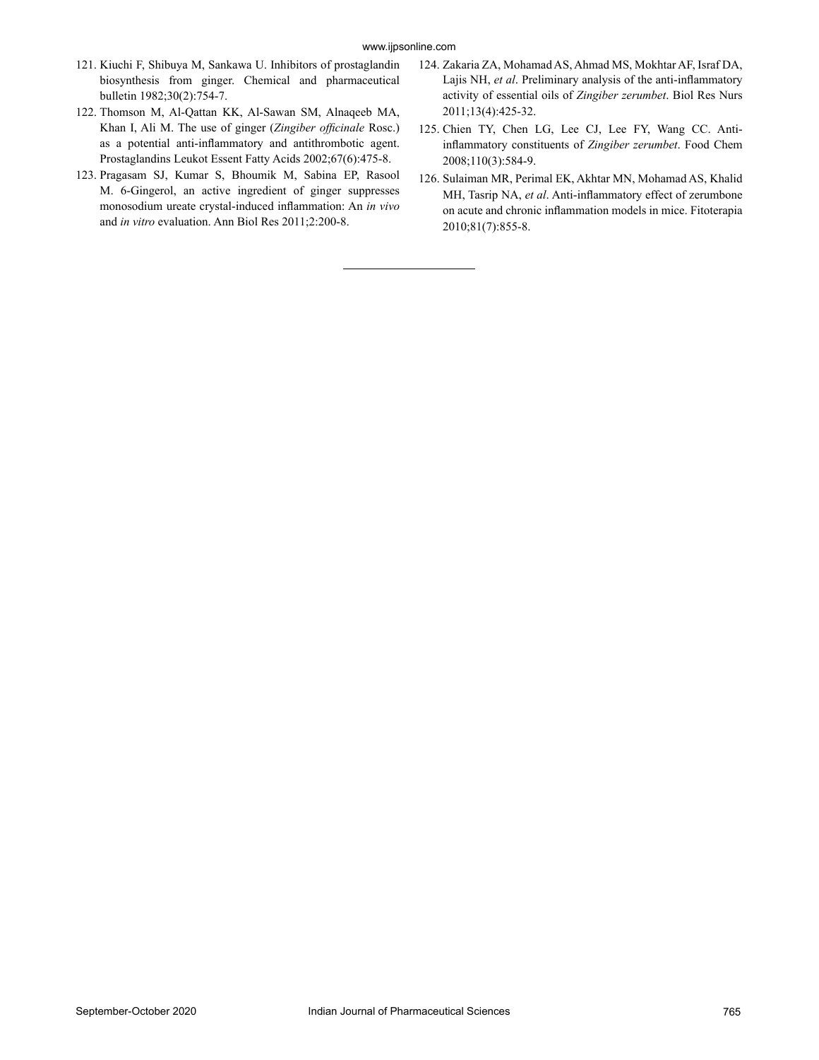121. Kiuchi F, Shibuya M, Sankawa U. Inhibitors of prostaglandin biosynthesis from ginger. Chemical and pharmaceutical bulletin 1982;30(2):754-7.

122. Thomson M, Al-Qattan KK, Al-Sawan SM, Alnaqeeb MA, Khan I, Ali M. The use of ginger (*Zingiber officinale* Rosc.) as a potential anti-inflammatory and antithrombotic agent. Prostaglandins Leukot Essent Fatty Acids 2002;67(6):475-8.

123. Pragasam SJ, Kumar S, Bhoumik M, Sabina EP, Rasool M. 6-Gingerol, an active ingredient of ginger suppresses monosodium ureate crystal-induced inflammation: An *in vivo* and *in vitro* evaluation. Ann Biol Res 2011;2:200-8.

124. Zakaria ZA, Mohamad AS, Ahmad MS, Mokhtar AF, Israf DA, Lajis NH, *et al*. Preliminary analysis of the anti-inflammatory activity of essential oils of *Zingiber zerumbet*. Biol Res Nurs 2011;13(4):425-32.

125. Chien TY, Chen LG, Lee CJ, Lee FY, Wang CC. Anti-inflammatory constituents of *Zingiber zerumbet*. Food Chem 2008;110(3):584-9.

126. Sulaiman MR, Perimal EK, Akhtar MN, Mohamad AS, Khalid MH, Tasrip NA, *et al*. Anti-inflammatory effect of zerumbone on acute and chronic inflammation models in mice. Fitoterapia 2010;81(7):855-8.